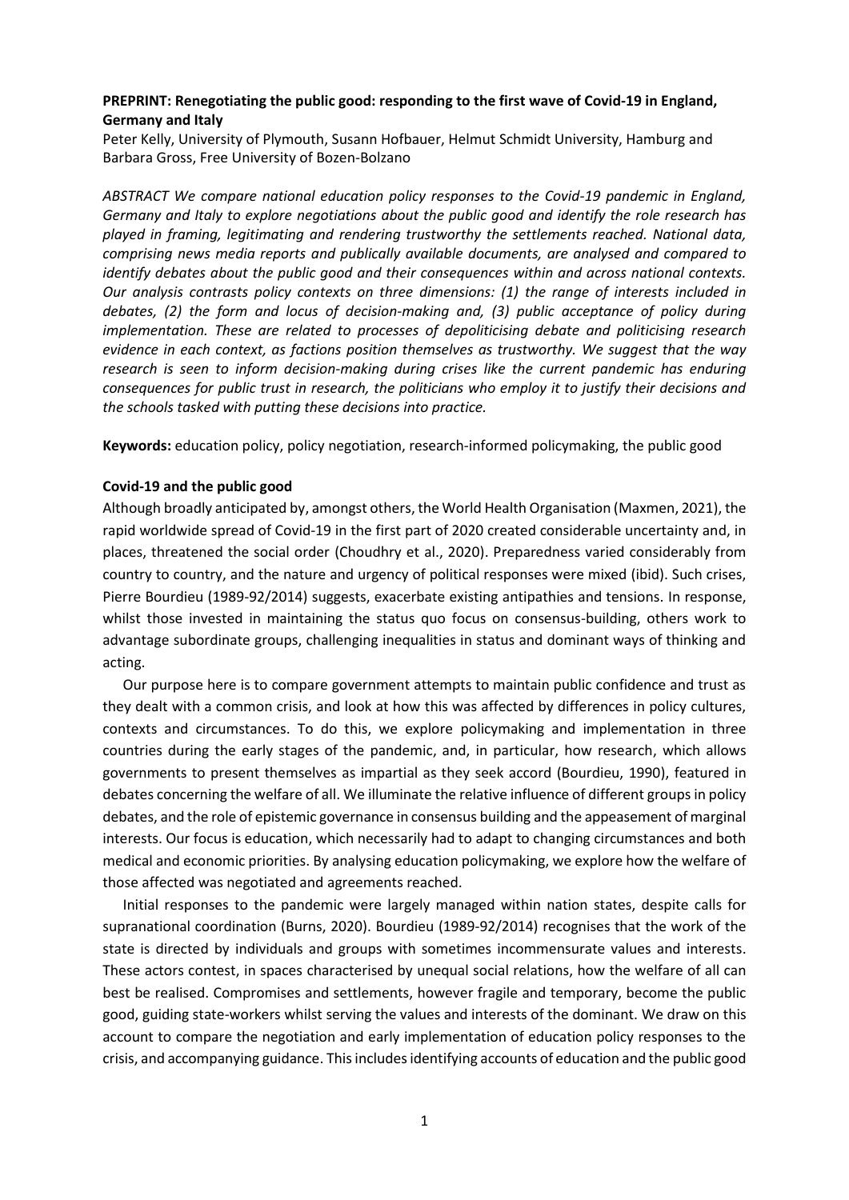**PREPRINT: Renegotiating the public good: responding to the first wave of Covid-19 in England, Germany and Italy**

Peter Kelly, University of Plymouth, Susann Hofbauer, Helmut Schmidt University, Hamburg and Barbara Gross, Free University of Bozen-Bolzano

*ABSTRACT We compare national education policy responses to the Covid-19 pandemic in England, Germany and Italy to explore negotiations about the public good and identify the role research has played in framing, legitimating and rendering trustworthy the settlements reached. National data, comprising news media reports and publically available documents, are analysed and compared to identify debates about the public good and their consequences within and across national contexts. Our analysis contrasts policy contexts on three dimensions: (1) the range of interests included in debates, (2) the form and locus of decision-making and, (3) public acceptance of policy during implementation. These are related to processes of depoliticising debate and politicising research evidence in each context, as factions position themselves as trustworthy. We suggest that the way research is seen to inform decision-making during crises like the current pandemic has enduring consequences for public trust in research, the politicians who employ it to justify their decisions and the schools tasked with putting these decisions into practice.*

**Keywords:** education policy, policy negotiation, research-informed policymaking, the public good

## Covid-19 and the public good

Although broadly anticipated by, amongst others, the World Health Organisation (Maxmen, 2021), the rapid worldwide spread of Covid-19 in the first part of 2020 created considerable uncertainty and, in places, threatened the social order (Choudhry et al., 2020). Preparedness varied considerably from country to country, and the nature and urgency of political responses were mixed (ibid). Such crises, Pierre Bourdieu (1989-92/2014) suggests, exacerbate existing antipathies and tensions. In response, whilst those invested in maintaining the status quo focus on consensus-building, others work to advantage subordinate groups, challenging inequalities in status and dominant ways of thinking and acting.

Our purpose here is to compare government attempts to maintain public confidence and trust as they dealt with a common crisis, and look at how this was affected by differences in policy cultures, contexts and circumstances. To do this, we explore policymaking and implementation in three countries during the early stages of the pandemic, and, in particular, how research, which allows governments to present themselves as impartial as they seek accord (Bourdieu, 1990), featured in debates concerning the welfare of all. We illuminate the relative influence of different groups in policy debates, and the role of epistemic governance in consensus building and the appeasement of marginal interests. Our focus is education, which necessarily had to adapt to changing circumstances and both medical and economic priorities. By analysing education policymaking, we explore how the welfare of those affected was negotiated and agreements reached.

Initial responses to the pandemic were largely managed within nation states, despite calls for supranational coordination (Burns, 2020). Bourdieu (1989-92/2014) recognises that the work of the state is directed by individuals and groups with sometimes incommensurate values and interests. These actors contest, in spaces characterised by unequal social relations, how the welfare of all can best be realised. Compromises and settlements, however fragile and temporary, become the public good, guiding state-workers whilst serving the values and interests of the dominant. We draw on this account to compare the negotiation and early implementation of education policy responses to the crisis, and accompanying guidance. This includes identifying accounts of education and the public good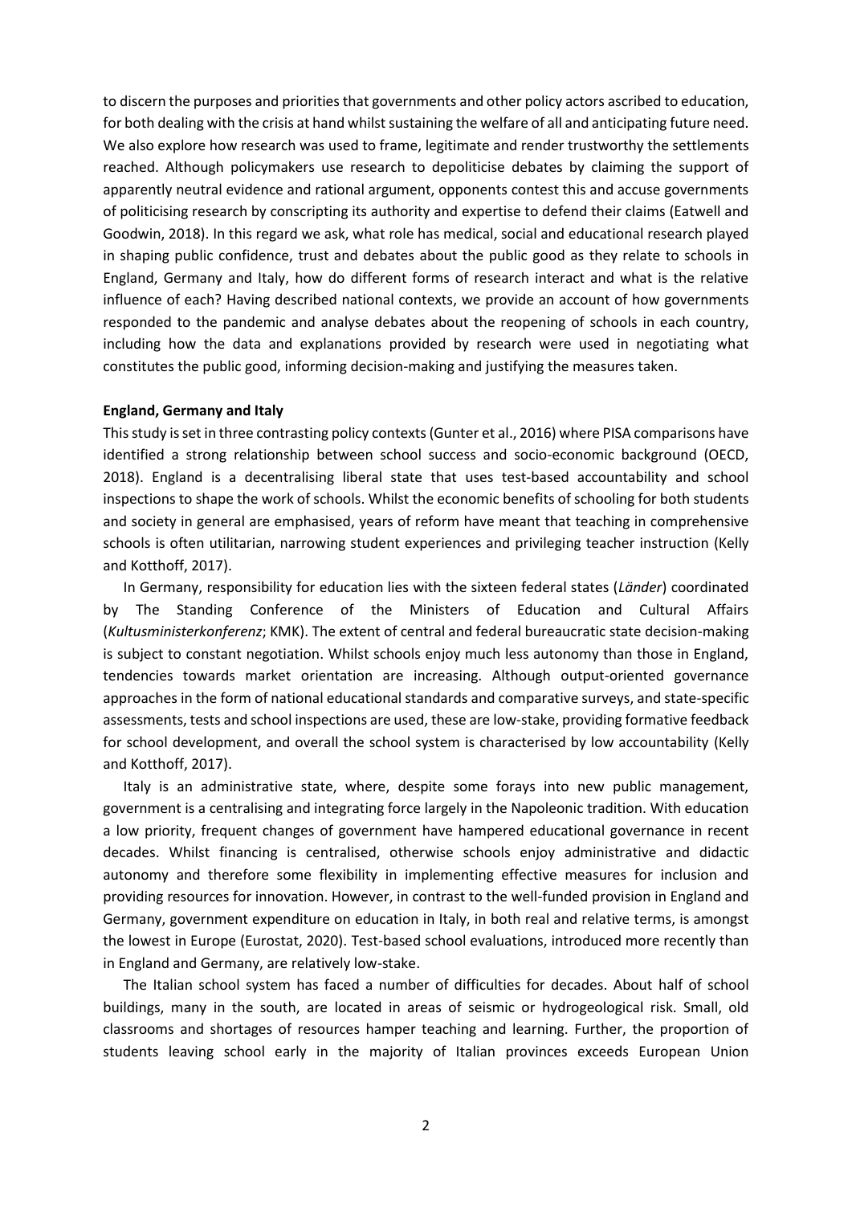to discern the purposes and priorities that governments and other policy actors ascribed to education, for both dealing with the crisis at hand whilst sustaining the welfare of all and anticipating future need. We also explore how research was used to frame, legitimate and render trustworthy the settlements reached. Although policymakers use research to depoliticise debates by claiming the support of apparently neutral evidence and rational argument, opponents contest this and accuse governments of politicising research by conscripting its authority and expertise to defend their claims (Eatwell and Goodwin, 2018). In this regard we ask, what role has medical, social and educational research played in shaping public confidence, trust and debates about the public good as they relate to schools in England, Germany and Italy, how do different forms of research interact and what is the relative influence of each? Having described national contexts, we provide an account of how governments responded to the pandemic and analyse debates about the reopening of schools in each country, including how the data and explanations provided by research were used in negotiating what constitutes the public good, informing decision-making and justifying the measures taken.

**England, Germany and Italy**

This study is set in three contrasting policy contexts (Gunter et al., 2016) where PISA comparisons have identified a strong relationship between school success and socio-economic background (OECD, 2018). England is a decentralising liberal state that uses test-based accountability and school inspections to shape the work of schools. Whilst the economic benefits of schooling for both students and society in general are emphasised, years of reform have meant that teaching in comprehensive schools is often utilitarian, narrowing student experiences and privileging teacher instruction (Kelly and Kotthoff, 2017).

In Germany, responsibility for education lies with the sixteen federal states (*Länder*) coordinated by The Standing Conference of the Ministers of Education and Cultural Affairs (*Kultusministerkonferenz*; KMK). The extent of central and federal bureaucratic state decision-making is subject to constant negotiation. Whilst schools enjoy much less autonomy than those in England, tendencies towards market orientation are increasing. Although output-oriented governance approaches in the form of national educational standards and comparative surveys, and state-specific assessments, tests and school inspections are used, these are low-stake, providing formative feedback for school development, and overall the school system is characterised by low accountability (Kelly and Kotthoff, 2017).

Italy is an administrative state, where, despite some forays into new public management, government is a centralising and integrating force largely in the Napoleonic tradition. With education a low priority, frequent changes of government have hampered educational governance in recent decades. Whilst financing is centralised, otherwise schools enjoy administrative and didactic autonomy and therefore some flexibility in implementing effective measures for inclusion and providing resources for innovation. However, in contrast to the well-funded provision in England and Germany, government expenditure on education in Italy, in both real and relative terms, is amongst the lowest in Europe (Eurostat, 2020). Test-based school evaluations, introduced more recently than in England and Germany, are relatively low-stake.

The Italian school system has faced a number of difficulties for decades. About half of school buildings, many in the south, are located in areas of seismic or hydrogeological risk. Small, old classrooms and shortages of resources hamper teaching and learning. Further, the proportion of students leaving school early in the majority of Italian provinces exceeds European Union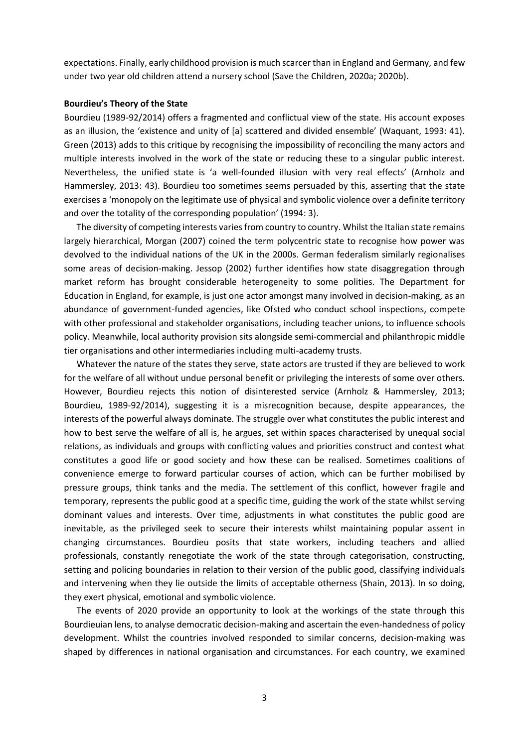expectations. Finally, early childhood provision is much scarcer than in England and Germany, and few under two year old children attend a nursery school (Save the Children, 2020a; 2020b).

**Bourdieu's Theory of the State**

Bourdieu (1989-92/2014) offers a fragmented and conflictual view of the state. His account exposes as an illusion, the 'existence and unity of [a] scattered and divided ensemble' (Waquant, 1993: 41). Green (2013) adds to this critique by recognising the impossibility of reconciling the many actors and multiple interests involved in the work of the state or reducing these to a singular public interest. Nevertheless, the unified state is 'a well-founded illusion with very real effects' (Arnholz and Hammersley, 2013: 43). Bourdieu too sometimes seems persuaded by this, asserting that the state exercises a 'monopoly on the legitimate use of physical and symbolic violence over a definite territory and over the totality of the corresponding population' (1994: 3).

The diversity of competing interests varies from country to country. Whilst the Italian state remains largely hierarchical, Morgan (2007) coined the term polycentric state to recognise how power was devolved to the individual nations of the UK in the 2000s. German federalism similarly regionalises some areas of decision-making. Jessop (2002) further identifies how state disaggregation through market reform has brought considerable heterogeneity to some polities. The Department for Education in England, for example, is just one actor amongst many involved in decision-making, as an abundance of government-funded agencies, like Ofsted who conduct school inspections, compete with other professional and stakeholder organisations, including teacher unions, to influence schools policy. Meanwhile, local authority provision sits alongside semi-commercial and philanthropic middle tier organisations and other intermediaries including multi-academy trusts.

Whatever the nature of the states they serve, state actors are trusted if they are believed to work for the welfare of all without undue personal benefit or privileging the interests of some over others. However, Bourdieu rejects this notion of disinterested service (Arnholz & Hammersley, 2013; Bourdieu, 1989-92/2014), suggesting it is a misrecognition because, despite appearances, the interests of the powerful always dominate. The struggle over what constitutes the public interest and how to best serve the welfare of all is, he argues, set within spaces characterised by unequal social relations, as individuals and groups with conflicting values and priorities construct and contest what constitutes a good life or good society and how these can be realised. Sometimes coalitions of convenience emerge to forward particular courses of action, which can be further mobilised by pressure groups, think tanks and the media. The settlement of this conflict, however fragile and temporary, represents the public good at a specific time, guiding the work of the state whilst serving dominant values and interests. Over time, adjustments in what constitutes the public good are inevitable, as the privileged seek to secure their interests whilst maintaining popular assent in changing circumstances. Bourdieu posits that state workers, including teachers and allied professionals, constantly renegotiate the work of the state through categorisation, constructing, setting and policing boundaries in relation to their version of the public good, classifying individuals and intervening when they lie outside the limits of acceptable otherness (Shain, 2013). In so doing, they exert physical, emotional and symbolic violence.

The events of 2020 provide an opportunity to look at the workings of the state through this Bourdieuian lens, to analyse democratic decision-making and ascertain the even-handedness of policy development. Whilst the countries involved responded to similar concerns, decision-making was shaped by differences in national organisation and circumstances. For each country, we examined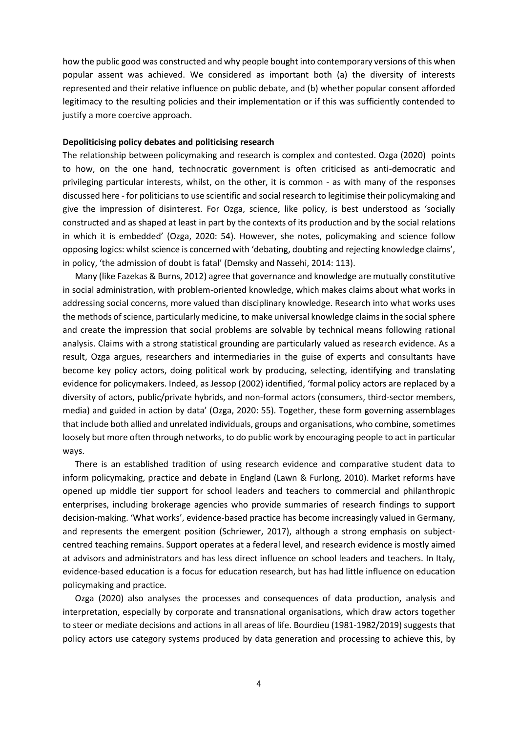how the public good was constructed and why people bought into contemporary versions of this when popular assent was achieved. We considered as important both (a) the diversity of interests represented and their relative influence on public debate, and (b) whether popular consent afforded legitimacy to the resulting policies and their implementation or if this was sufficiently contended to justify a more coercive approach.

**Depoliticising policy debates and politicising research**

The relationship between policymaking and research is complex and contested. Ozga (2020) points to how, on the one hand, technocratic government is often criticised as anti-democratic and privileging particular interests, whilst, on the other, it is common - as with many of the responses discussed here - for politicians to use scientific and social research to legitimise their policymaking and give the impression of disinterest. For Ozga, science, like policy, is best understood as 'socially constructed and as shaped at least in part by the contexts of its production and by the social relations in which it is embedded' (Ozga, 2020: 54). However, she notes, policymaking and science follow opposing logics: whilst science is concerned with 'debating, doubting and rejecting knowledge claims', in policy, 'the admission of doubt is fatal' (Demsky and Nassehi, 2014: 113).

Many (like Fazekas & Burns, 2012) agree that governance and knowledge are mutually constitutive in social administration, with problem-oriented knowledge, which makes claims about what works in addressing social concerns, more valued than disciplinary knowledge. Research into what works uses the methods of science, particularly medicine, to make universal knowledge claims in the social sphere and create the impression that social problems are solvable by technical means following rational analysis. Claims with a strong statistical grounding are particularly valued as research evidence. As a result, Ozga argues, researchers and intermediaries in the guise of experts and consultants have become key policy actors, doing political work by producing, selecting, identifying and translating evidence for policymakers. Indeed, as Jessop (2002) identified, 'formal policy actors are replaced by a diversity of actors, public/private hybrids, and non-formal actors (consumers, third-sector members, media) and guided in action by data' (Ozga, 2020: 55). Together, these form governing assemblages that include both allied and unrelated individuals, groups and organisations, who combine, sometimes loosely but more often through networks, to do public work by encouraging people to act in particular ways.

There is an established tradition of using research evidence and comparative student data to inform policymaking, practice and debate in England (Lawn & Furlong, 2010). Market reforms have opened up middle tier support for school leaders and teachers to commercial and philanthropic enterprises, including brokerage agencies who provide summaries of research findings to support decision-making. 'What works', evidence-based practice has become increasingly valued in Germany, and represents the emergent position (Schriewer, 2017), although a strong emphasis on subject-centred teaching remains. Support operates at a federal level, and research evidence is mostly aimed at advisors and administrators and has less direct influence on school leaders and teachers. In Italy, evidence-based education is a focus for education research, but has had little influence on education policymaking and practice.

Ozga (2020) also analyses the processes and consequences of data production, analysis and interpretation, especially by corporate and transnational organisations, which draw actors together to steer or mediate decisions and actions in all areas of life. Bourdieu (1981-1982/2019) suggests that policy actors use category systems produced by data generation and processing to achieve this, by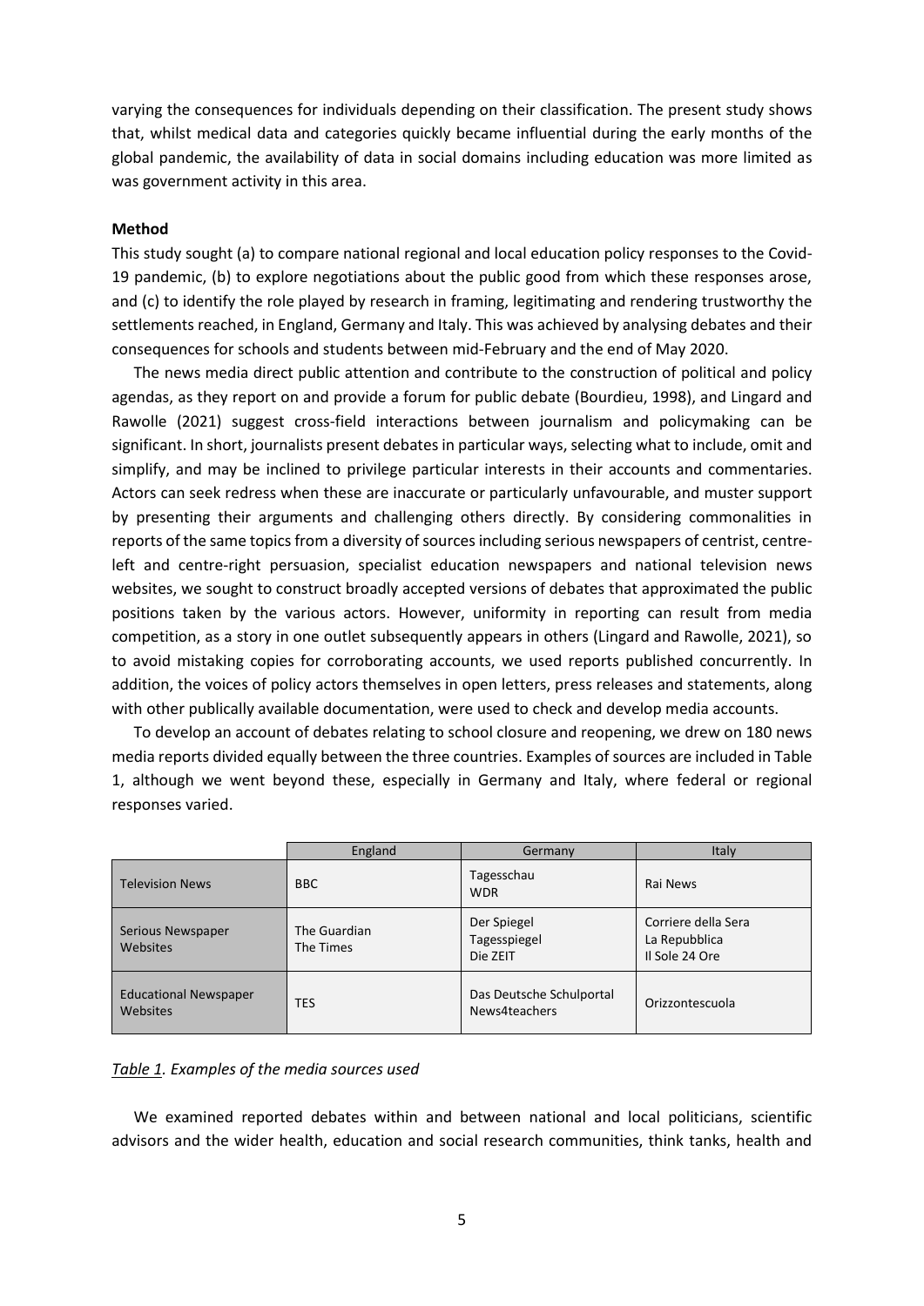varying the consequences for individuals depending on their classification. The present study shows that, whilst medical data and categories quickly became influential during the early months of the global pandemic, the availability of data in social domains including education was more limited as was government activity in this area.

**Method**

This study sought (a) to compare national regional and local education policy responses to the Covid-19 pandemic, (b) to explore negotiations about the public good from which these responses arose, and (c) to identify the role played by research in framing, legitimating and rendering trustworthy the settlements reached, in England, Germany and Italy. This was achieved by analysing debates and their consequences for schools and students between mid-February and the end of May 2020.

The news media direct public attention and contribute to the construction of political and policy agendas, as they report on and provide a forum for public debate (Bourdieu, 1998), and Lingard and Rawolle (2021) suggest cross-field interactions between journalism and policymaking can be significant. In short, journalists present debates in particular ways, selecting what to include, omit and simplify, and may be inclined to privilege particular interests in their accounts and commentaries. Actors can seek redress when these are inaccurate or particularly unfavourable, and muster support by presenting their arguments and challenging others directly. By considering commonalities in reports of the same topics from a diversity of sources including serious newspapers of centrist, centre-left and centre-right persuasion, specialist education newspapers and national television news websites, we sought to construct broadly accepted versions of debates that approximated the public positions taken by the various actors. However, uniformity in reporting can result from media competition, as a story in one outlet subsequently appears in others (Lingard and Rawolle, 2021), so to avoid mistaking copies for corroborating accounts, we used reports published concurrently. In addition, the voices of policy actors themselves in open letters, press releases and statements, along with other publically available documentation, were used to check and develop media accounts.

To develop an account of debates relating to school closure and reopening, we drew on 180 news media reports divided equally between the three countries. Examples of sources are included in Table 1, although we went beyond these, especially in Germany and Italy, where federal or regional responses varied.

| | England | Germany | Italy |
|---|---|---|---|
| Television News | BBC | Tagesschau<br>WDR | Rai News |
| Serious Newspaper Websites | The Guardian<br>The Times | Der Spiegel<br>Tagesspiegel<br>Die ZEIT | Corriere della Sera<br>La Repubblica<br>Il Sole 24 Ore |
| Educational Newspaper Websites | TES | Das Deutsche Schulportal<br>News4teachers | Orizzontescuola |

*Table 1. Examples of the media sources used*

We examined reported debates within and between national and local politicians, scientific advisors and the wider health, education and social research communities, think tanks, health and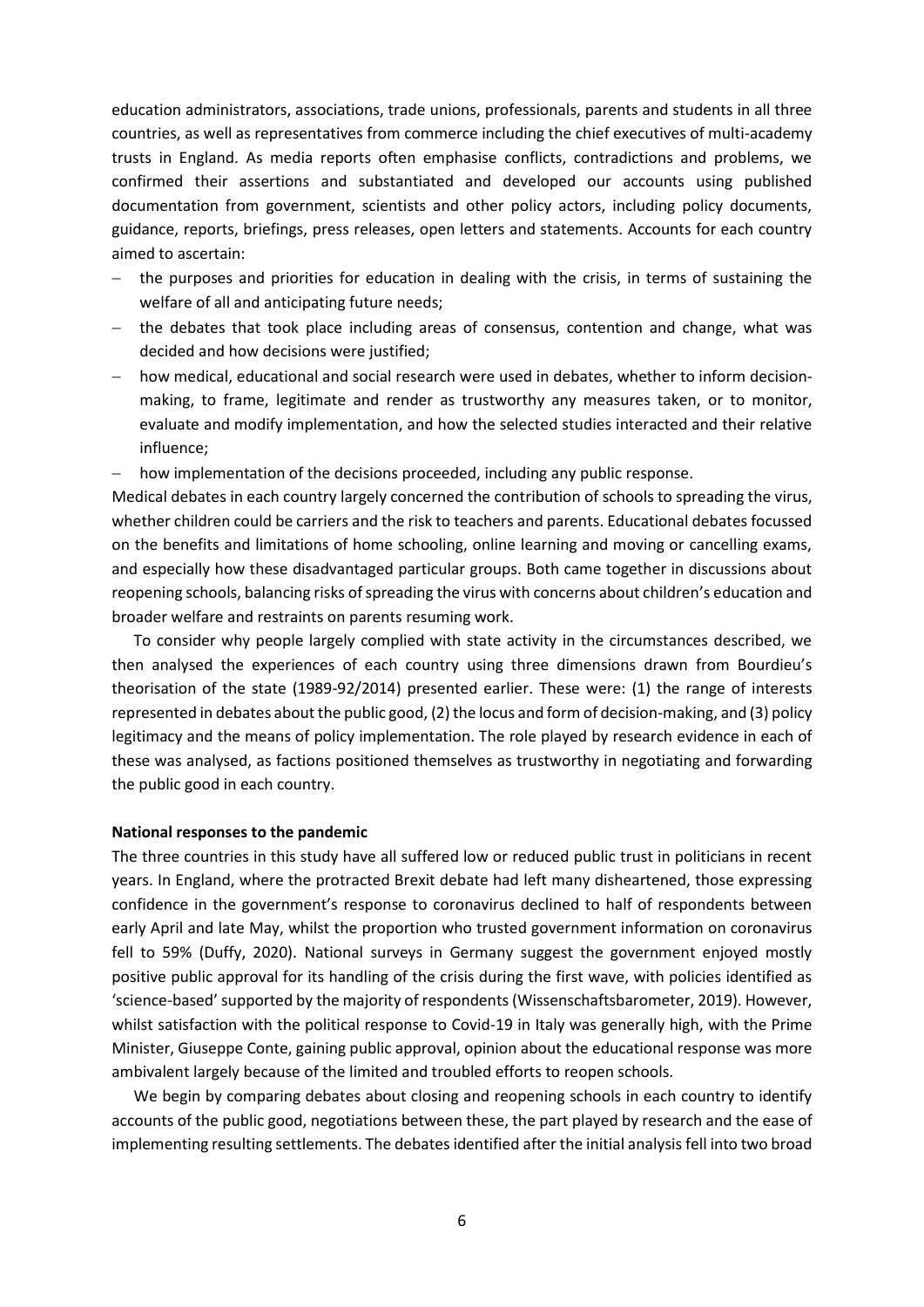education administrators, associations, trade unions, professionals, parents and students in all three countries, as well as representatives from commerce including the chief executives of multi-academy trusts in England. As media reports often emphasise conflicts, contradictions and problems, we confirmed their assertions and substantiated and developed our accounts using published documentation from government, scientists and other policy actors, including policy documents, guidance, reports, briefings, press releases, open letters and statements. Accounts for each country aimed to ascertain:

- the purposes and priorities for education in dealing with the crisis, in terms of sustaining the welfare of all and anticipating future needs;
- the debates that took place including areas of consensus, contention and change, what was decided and how decisions were justified;
- how medical, educational and social research were used in debates, whether to inform decision-making, to frame, legitimate and render as trustworthy any measures taken, or to monitor, evaluate and modify implementation, and how the selected studies interacted and their relative influence;
- how implementation of the decisions proceeded, including any public response.

Medical debates in each country largely concerned the contribution of schools to spreading the virus, whether children could be carriers and the risk to teachers and parents. Educational debates focussed on the benefits and limitations of home schooling, online learning and moving or cancelling exams, and especially how these disadvantaged particular groups. Both came together in discussions about reopening schools, balancing risks of spreading the virus with concerns about children's education and broader welfare and restraints on parents resuming work.

To consider why people largely complied with state activity in the circumstances described, we then analysed the experiences of each country using three dimensions drawn from Bourdieu's theorisation of the state (1989-92/2014) presented earlier. These were: (1) the range of interests represented in debates about the public good, (2) the locus and form of decision-making, and (3) policy legitimacy and the means of policy implementation. The role played by research evidence in each of these was analysed, as factions positioned themselves as trustworthy in negotiating and forwarding the public good in each country.

**National responses to the pandemic**

The three countries in this study have all suffered low or reduced public trust in politicians in recent years. In England, where the protracted Brexit debate had left many disheartened, those expressing confidence in the government's response to coronavirus declined to half of respondents between early April and late May, whilst the proportion who trusted government information on coronavirus fell to 59% (Duffy, 2020). National surveys in Germany suggest the government enjoyed mostly positive public approval for its handling of the crisis during the first wave, with policies identified as 'science-based' supported by the majority of respondents (Wissenschaftsbarometer, 2019). However, whilst satisfaction with the political response to Covid-19 in Italy was generally high, with the Prime Minister, Giuseppe Conte, gaining public approval, opinion about the educational response was more ambivalent largely because of the limited and troubled efforts to reopen schools.

We begin by comparing debates about closing and reopening schools in each country to identify accounts of the public good, negotiations between these, the part played by research and the ease of implementing resulting settlements. The debates identified after the initial analysis fell into two broad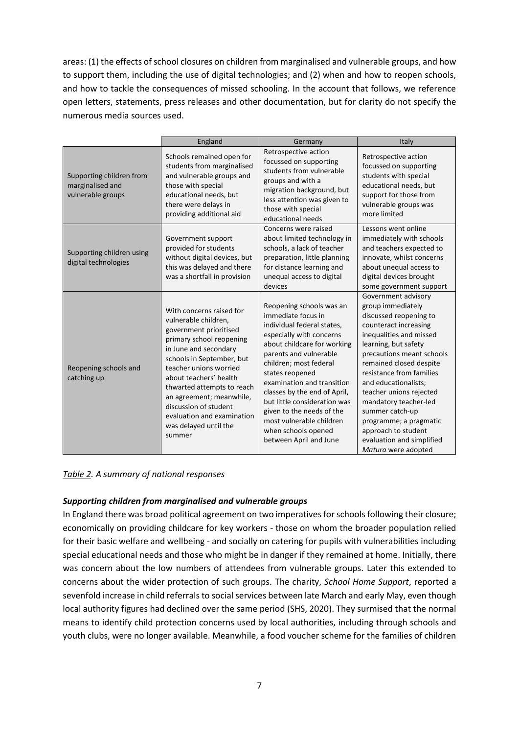areas: (1) the effects of school closures on children from marginalised and vulnerable groups, and how to support them, including the use of digital technologies; and (2) when and how to reopen schools, and how to tackle the consequences of missed schooling. In the account that follows, we reference open letters, statements, press releases and other documentation, but for clarity do not specify the numerous media sources used.

| | England | Germany | Italy |
|---|---|---|---|
| Supporting children from marginalised and vulnerable groups | Schools remained open for students from marginalised and vulnerable groups and those with special educational needs, but there were delays in providing additional aid | Retrospective action focussed on supporting students from vulnerable groups and with a migration background, but less attention was given to those with special educational needs | Retrospective action focussed on supporting students with special educational needs, but support for those from vulnerable groups was more limited |
| Supporting children using digital technologies | Government support provided for students without digital devices, but this was delayed and there was a shortfall in provision | Concerns were raised about limited technology in schools, a lack of teacher preparation, little planning for distance learning and unequal access to digital devices | Lessons went online immediately with schools and teachers expected to innovate, whilst concerns about unequal access to digital devices brought some government support |
| Reopening schools and catching up | With concerns raised for vulnerable children, government prioritised primary school reopening in June and secondary schools in September, but teacher unions worried about teachers' health thwarted attempts to reach an agreement; meanwhile, discussion of student evaluation and examination was delayed until the summer | Reopening schools was an immediate focus in individual federal states, especially with concerns about childcare for working parents and vulnerable children; most federal states reopened examination and transition classes by the end of April, but little consideration was given to the needs of the most vulnerable children when schools opened between April and June | Government advisory group immediately discussed reopening to counteract increasing inequalities and missed learning, but safety precautions meant schools remained closed despite resistance from families and educationalists; teacher unions rejected mandatory teacher-led summer catch-up programme; a pragmatic approach to student evaluation and simplified *Matura* were adopted |

*Table 2. A summary of national responses*

### *Supporting children from marginalised and vulnerable groups*

In England there was broad political agreement on two imperatives for schools following their closure; economically on providing childcare for key workers - those on whom the broader population relied for their basic welfare and wellbeing - and socially on catering for pupils with vulnerabilities including special educational needs and those who might be in danger if they remained at home. Initially, there was concern about the low numbers of attendees from vulnerable groups. Later this extended to concerns about the wider protection of such groups. The charity, *School Home Support*, reported a sevenfold increase in child referrals to social services between late March and early May, even though local authority figures had declined over the same period (SHS, 2020). They surmised that the normal means to identify child protection concerns used by local authorities, including through schools and youth clubs, were no longer available. Meanwhile, a food voucher scheme for the families of children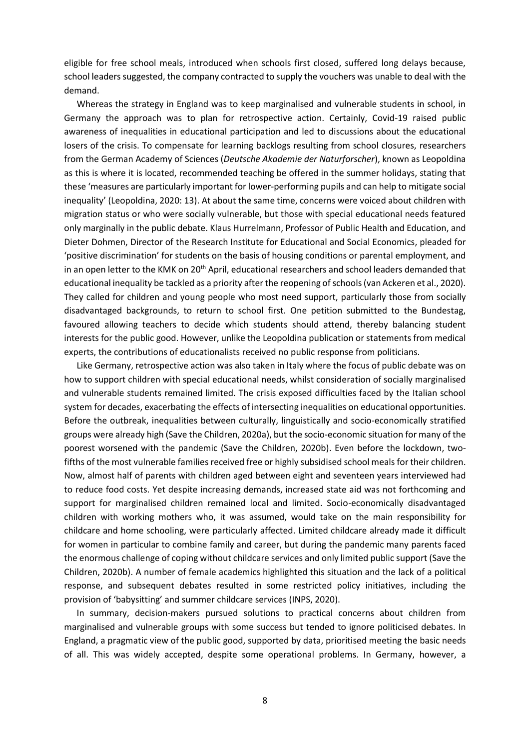eligible for free school meals, introduced when schools first closed, suffered long delays because, school leaders suggested, the company contracted to supply the vouchers was unable to deal with the demand.

Whereas the strategy in England was to keep marginalised and vulnerable students in school, in Germany the approach was to plan for retrospective action. Certainly, Covid-19 raised public awareness of inequalities in educational participation and led to discussions about the educational losers of the crisis. To compensate for learning backlogs resulting from school closures, researchers from the German Academy of Sciences (*Deutsche Akademie der Naturforscher*), known as Leopoldina as this is where it is located, recommended teaching be offered in the summer holidays, stating that these 'measures are particularly important for lower-performing pupils and can help to mitigate social inequality' (Leopoldina, 2020: 13). At about the same time, concerns were voiced about children with migration status or who were socially vulnerable, but those with special educational needs featured only marginally in the public debate. Klaus Hurrelmann, Professor of Public Health and Education, and Dieter Dohmen, Director of the Research Institute for Educational and Social Economics, pleaded for 'positive discrimination' for students on the basis of housing conditions or parental employment, and in an open letter to the KMK on 20th April, educational researchers and school leaders demanded that educational inequality be tackled as a priority after the reopening of schools (van Ackeren et al., 2020). They called for children and young people who most need support, particularly those from socially disadvantaged backgrounds, to return to school first. One petition submitted to the Bundestag, favoured allowing teachers to decide which students should attend, thereby balancing student interests for the public good. However, unlike the Leopoldina publication or statements from medical experts, the contributions of educationalists received no public response from politicians.

Like Germany, retrospective action was also taken in Italy where the focus of public debate was on how to support children with special educational needs, whilst consideration of socially marginalised and vulnerable students remained limited. The crisis exposed difficulties faced by the Italian school system for decades, exacerbating the effects of intersecting inequalities on educational opportunities. Before the outbreak, inequalities between culturally, linguistically and socio-economically stratified groups were already high (Save the Children, 2020a), but the socio-economic situation for many of the poorest worsened with the pandemic (Save the Children, 2020b). Even before the lockdown, two-fifths of the most vulnerable families received free or highly subsidised school meals for their children. Now, almost half of parents with children aged between eight and seventeen years interviewed had to reduce food costs. Yet despite increasing demands, increased state aid was not forthcoming and support for marginalised children remained local and limited. Socio-economically disadvantaged children with working mothers who, it was assumed, would take on the main responsibility for childcare and home schooling, were particularly affected. Limited childcare already made it difficult for women in particular to combine family and career, but during the pandemic many parents faced the enormous challenge of coping without childcare services and only limited public support (Save the Children, 2020b). A number of female academics highlighted this situation and the lack of a political response, and subsequent debates resulted in some restricted policy initiatives, including the provision of 'babysitting' and summer childcare services (INPS, 2020).

In summary, decision-makers pursued solutions to practical concerns about children from marginalised and vulnerable groups with some success but tended to ignore politicised debates. In England, a pragmatic view of the public good, supported by data, prioritised meeting the basic needs of all. This was widely accepted, despite some operational problems. In Germany, however, a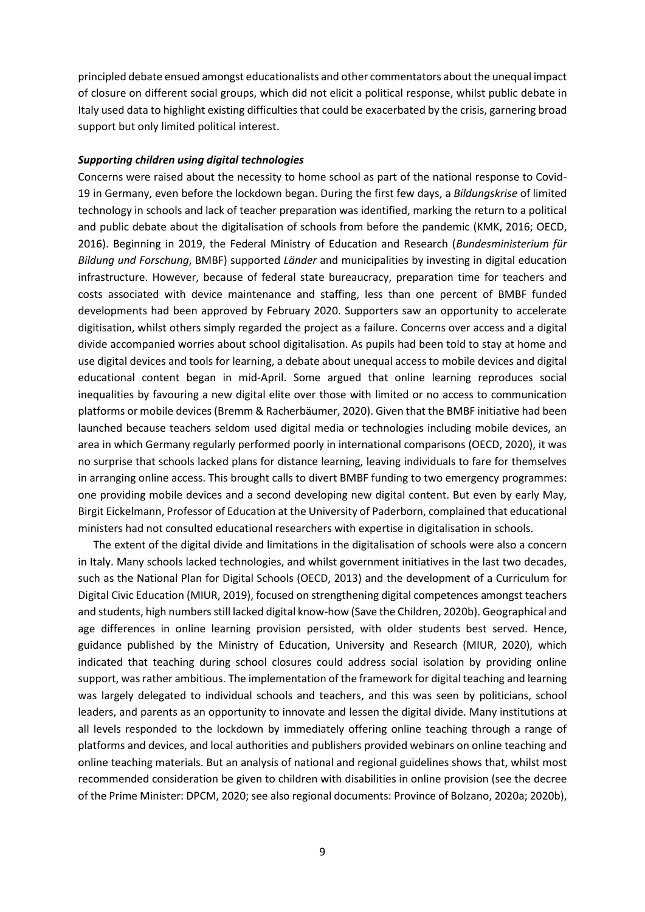principled debate ensued amongst educationalists and other commentators about the unequal impact of closure on different social groups, which did not elicit a political response, whilst public debate in Italy used data to highlight existing difficulties that could be exacerbated by the crisis, garnering broad support but only limited political interest.

### *Supporting children using digital technologies*

Concerns were raised about the necessity to home school as part of the national response to Covid-19 in Germany, even before the lockdown began. During the first few days, a *Bildungskrise* of limited technology in schools and lack of teacher preparation was identified, marking the return to a political and public debate about the digitalisation of schools from before the pandemic (KMK, 2016; OECD, 2016). Beginning in 2019, the Federal Ministry of Education and Research (*Bundesministerium für Bildung und Forschung*, BMBF) supported *Länder* and municipalities by investing in digital education infrastructure. However, because of federal state bureaucracy, preparation time for teachers and costs associated with device maintenance and staffing, less than one percent of BMBF funded developments had been approved by February 2020. Supporters saw an opportunity to accelerate digitisation, whilst others simply regarded the project as a failure. Concerns over access and a digital divide accompanied worries about school digitalisation. As pupils had been told to stay at home and use digital devices and tools for learning, a debate about unequal access to mobile devices and digital educational content began in mid-April. Some argued that online learning reproduces social inequalities by favouring a new digital elite over those with limited or no access to communication platforms or mobile devices (Bremm & Racherbäumer, 2020). Given that the BMBF initiative had been launched because teachers seldom used digital media or technologies including mobile devices, an area in which Germany regularly performed poorly in international comparisons (OECD, 2020), it was no surprise that schools lacked plans for distance learning, leaving individuals to fare for themselves in arranging online access. This brought calls to divert BMBF funding to two emergency programmes: one providing mobile devices and a second developing new digital content. But even by early May, Birgit Eickelmann, Professor of Education at the University of Paderborn, complained that educational ministers had not consulted educational researchers with expertise in digitalisation in schools.

The extent of the digital divide and limitations in the digitalisation of schools were also a concern in Italy. Many schools lacked technologies, and whilst government initiatives in the last two decades, such as the National Plan for Digital Schools (OECD, 2013) and the development of a Curriculum for Digital Civic Education (MIUR, 2019), focused on strengthening digital competences amongst teachers and students, high numbers still lacked digital know-how (Save the Children, 2020b). Geographical and age differences in online learning provision persisted, with older students best served. Hence, guidance published by the Ministry of Education, University and Research (MIUR, 2020), which indicated that teaching during school closures could address social isolation by providing online support, was rather ambitious. The implementation of the framework for digital teaching and learning was largely delegated to individual schools and teachers, and this was seen by politicians, school leaders, and parents as an opportunity to innovate and lessen the digital divide. Many institutions at all levels responded to the lockdown by immediately offering online teaching through a range of platforms and devices, and local authorities and publishers provided webinars on online teaching and online teaching materials. But an analysis of national and regional guidelines shows that, whilst most recommended consideration be given to children with disabilities in online provision (see the decree of the Prime Minister: DPCM, 2020; see also regional documents: Province of Bolzano, 2020a; 2020b),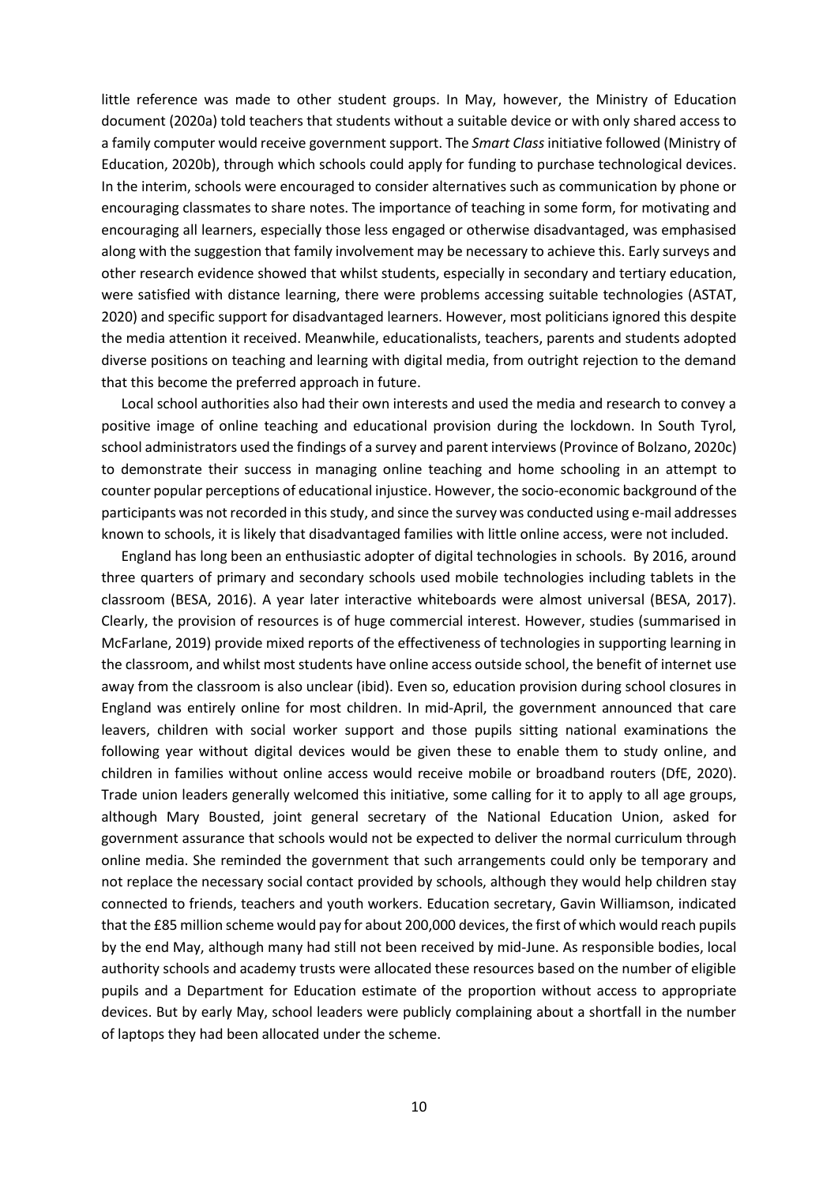little reference was made to other student groups. In May, however, the Ministry of Education document (2020a) told teachers that students without a suitable device or with only shared access to a family computer would receive government support. The *Smart Class* initiative followed (Ministry of Education, 2020b), through which schools could apply for funding to purchase technological devices. In the interim, schools were encouraged to consider alternatives such as communication by phone or encouraging classmates to share notes. The importance of teaching in some form, for motivating and encouraging all learners, especially those less engaged or otherwise disadvantaged, was emphasised along with the suggestion that family involvement may be necessary to achieve this. Early surveys and other research evidence showed that whilst students, especially in secondary and tertiary education, were satisfied with distance learning, there were problems accessing suitable technologies (ASTAT, 2020) and specific support for disadvantaged learners. However, most politicians ignored this despite the media attention it received. Meanwhile, educationalists, teachers, parents and students adopted diverse positions on teaching and learning with digital media, from outright rejection to the demand that this become the preferred approach in future.

Local school authorities also had their own interests and used the media and research to convey a positive image of online teaching and educational provision during the lockdown. In South Tyrol, school administrators used the findings of a survey and parent interviews (Province of Bolzano, 2020c) to demonstrate their success in managing online teaching and home schooling in an attempt to counter popular perceptions of educational injustice. However, the socio-economic background of the participants was not recorded in this study, and since the survey was conducted using e-mail addresses known to schools, it is likely that disadvantaged families with little online access, were not included.

England has long been an enthusiastic adopter of digital technologies in schools. By 2016, around three quarters of primary and secondary schools used mobile technologies including tablets in the classroom (BESA, 2016). A year later interactive whiteboards were almost universal (BESA, 2017). Clearly, the provision of resources is of huge commercial interest. However, studies (summarised in McFarlane, 2019) provide mixed reports of the effectiveness of technologies in supporting learning in the classroom, and whilst most students have online access outside school, the benefit of internet use away from the classroom is also unclear (ibid). Even so, education provision during school closures in England was entirely online for most children. In mid-April, the government announced that care leavers, children with social worker support and those pupils sitting national examinations the following year without digital devices would be given these to enable them to study online, and children in families without online access would receive mobile or broadband routers (DfE, 2020). Trade union leaders generally welcomed this initiative, some calling for it to apply to all age groups, although Mary Bousted, joint general secretary of the National Education Union, asked for government assurance that schools would not be expected to deliver the normal curriculum through online media. She reminded the government that such arrangements could only be temporary and not replace the necessary social contact provided by schools, although they would help children stay connected to friends, teachers and youth workers. Education secretary, Gavin Williamson, indicated that the £85 million scheme would pay for about 200,000 devices, the first of which would reach pupils by the end May, although many had still not been received by mid-June. As responsible bodies, local authority schools and academy trusts were allocated these resources based on the number of eligible pupils and a Department for Education estimate of the proportion without access to appropriate devices. But by early May, school leaders were publicly complaining about a shortfall in the number of laptops they had been allocated under the scheme.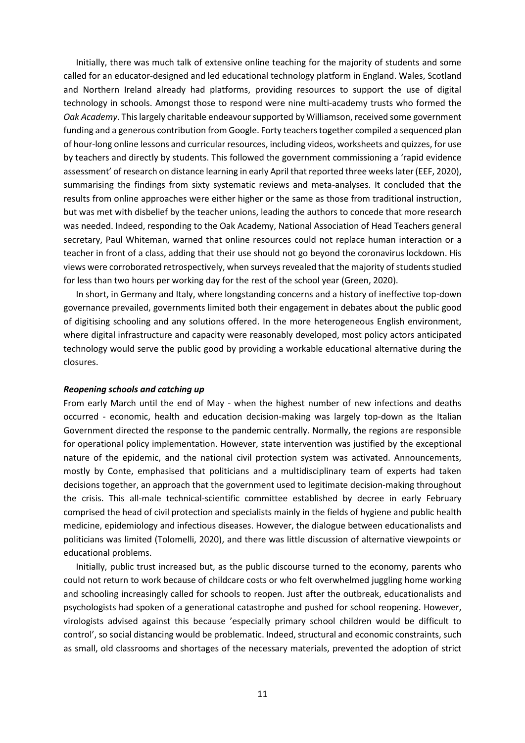Initially, there was much talk of extensive online teaching for the majority of students and some called for an educator-designed and led educational technology platform in England. Wales, Scotland and Northern Ireland already had platforms, providing resources to support the use of digital technology in schools. Amongst those to respond were nine multi-academy trusts who formed the *Oak Academy*. This largely charitable endeavour supported by Williamson, received some government funding and a generous contribution from Google. Forty teachers together compiled a sequenced plan of hour-long online lessons and curricular resources, including videos, worksheets and quizzes, for use by teachers and directly by students. This followed the government commissioning a 'rapid evidence assessment' of research on distance learning in early April that reported three weeks later (EEF, 2020), summarising the findings from sixty systematic reviews and meta-analyses. It concluded that the results from online approaches were either higher or the same as those from traditional instruction, but was met with disbelief by the teacher unions, leading the authors to concede that more research was needed. Indeed, responding to the Oak Academy, National Association of Head Teachers general secretary, Paul Whiteman, warned that online resources could not replace human interaction or a teacher in front of a class, adding that their use should not go beyond the coronavirus lockdown. His views were corroborated retrospectively, when surveys revealed that the majority of students studied for less than two hours per working day for the rest of the school year (Green, 2020).

In short, in Germany and Italy, where longstanding concerns and a history of ineffective top-down governance prevailed, governments limited both their engagement in debates about the public good of digitising schooling and any solutions offered. In the more heterogeneous English environment, where digital infrastructure and capacity were reasonably developed, most policy actors anticipated technology would serve the public good by providing a workable educational alternative during the closures.

***Reopening schools and catching up***

From early March until the end of May - when the highest number of new infections and deaths occurred - economic, health and education decision-making was largely top-down as the Italian Government directed the response to the pandemic centrally. Normally, the regions are responsible for operational policy implementation. However, state intervention was justified by the exceptional nature of the epidemic, and the national civil protection system was activated. Announcements, mostly by Conte, emphasised that politicians and a multidisciplinary team of experts had taken decisions together, an approach that the government used to legitimate decision-making throughout the crisis. This all-male technical-scientific committee established by decree in early February comprised the head of civil protection and specialists mainly in the fields of hygiene and public health medicine, epidemiology and infectious diseases. However, the dialogue between educationalists and politicians was limited (Tolomelli, 2020), and there was little discussion of alternative viewpoints or educational problems.

Initially, public trust increased but, as the public discourse turned to the economy, parents who could not return to work because of childcare costs or who felt overwhelmed juggling home working and schooling increasingly called for schools to reopen. Just after the outbreak, educationalists and psychologists had spoken of a generational catastrophe and pushed for school reopening. However, virologists advised against this because 'especially primary school children would be difficult to control', so social distancing would be problematic. Indeed, structural and economic constraints, such as small, old classrooms and shortages of the necessary materials, prevented the adoption of strict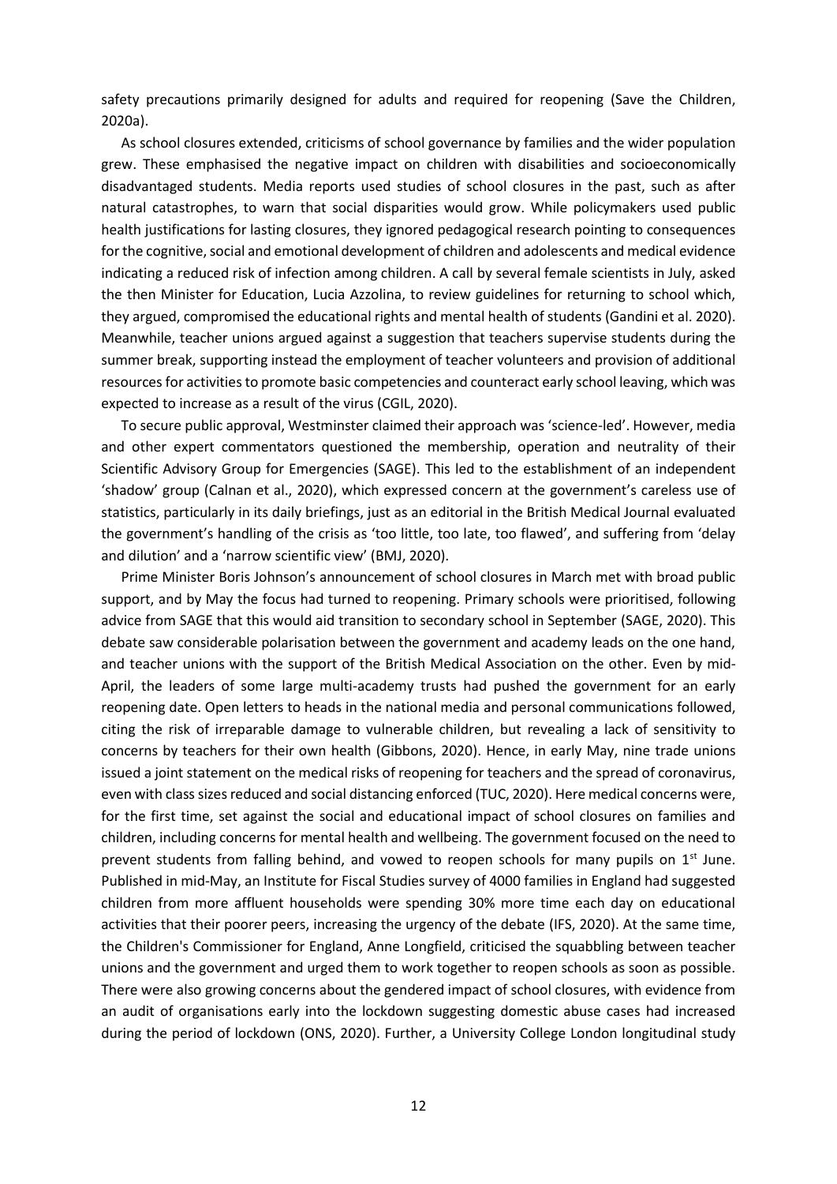safety precautions primarily designed for adults and required for reopening (Save the Children, 2020a).

As school closures extended, criticisms of school governance by families and the wider population grew. These emphasised the negative impact on children with disabilities and socioeconomically disadvantaged students. Media reports used studies of school closures in the past, such as after natural catastrophes, to warn that social disparities would grow. While policymakers used public health justifications for lasting closures, they ignored pedagogical research pointing to consequences for the cognitive, social and emotional development of children and adolescents and medical evidence indicating a reduced risk of infection among children. A call by several female scientists in July, asked the then Minister for Education, Lucia Azzolina, to review guidelines for returning to school which, they argued, compromised the educational rights and mental health of students (Gandini et al. 2020). Meanwhile, teacher unions argued against a suggestion that teachers supervise students during the summer break, supporting instead the employment of teacher volunteers and provision of additional resources for activities to promote basic competencies and counteract early school leaving, which was expected to increase as a result of the virus (CGIL, 2020).

To secure public approval, Westminster claimed their approach was 'science-led'. However, media and other expert commentators questioned the membership, operation and neutrality of their Scientific Advisory Group for Emergencies (SAGE). This led to the establishment of an independent 'shadow' group (Calnan et al., 2020), which expressed concern at the government's careless use of statistics, particularly in its daily briefings, just as an editorial in the British Medical Journal evaluated the government's handling of the crisis as 'too little, too late, too flawed', and suffering from 'delay and dilution' and a 'narrow scientific view' (BMJ, 2020).

Prime Minister Boris Johnson's announcement of school closures in March met with broad public support, and by May the focus had turned to reopening. Primary schools were prioritised, following advice from SAGE that this would aid transition to secondary school in September (SAGE, 2020). This debate saw considerable polarisation between the government and academy leads on the one hand, and teacher unions with the support of the British Medical Association on the other. Even by mid-April, the leaders of some large multi-academy trusts had pushed the government for an early reopening date. Open letters to heads in the national media and personal communications followed, citing the risk of irreparable damage to vulnerable children, but revealing a lack of sensitivity to concerns by teachers for their own health (Gibbons, 2020). Hence, in early May, nine trade unions issued a joint statement on the medical risks of reopening for teachers and the spread of coronavirus, even with class sizes reduced and social distancing enforced (TUC, 2020). Here medical concerns were, for the first time, set against the social and educational impact of school closures on families and children, including concerns for mental health and wellbeing. The government focused on the need to prevent students from falling behind, and vowed to reopen schools for many pupils on 1st June. Published in mid-May, an Institute for Fiscal Studies survey of 4000 families in England had suggested children from more affluent households were spending 30% more time each day on educational activities that their poorer peers, increasing the urgency of the debate (IFS, 2020). At the same time, the Children's Commissioner for England, Anne Longfield, criticised the squabbling between teacher unions and the government and urged them to work together to reopen schools as soon as possible. There were also growing concerns about the gendered impact of school closures, with evidence from an audit of organisations early into the lockdown suggesting domestic abuse cases had increased during the period of lockdown (ONS, 2020). Further, a University College London longitudinal study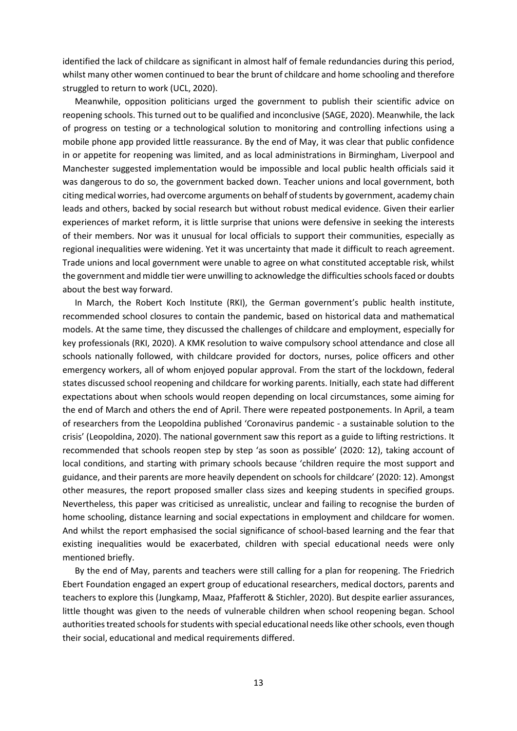identified the lack of childcare as significant in almost half of female redundancies during this period, whilst many other women continued to bear the brunt of childcare and home schooling and therefore struggled to return to work (UCL, 2020).

Meanwhile, opposition politicians urged the government to publish their scientific advice on reopening schools. This turned out to be qualified and inconclusive (SAGE, 2020). Meanwhile, the lack of progress on testing or a technological solution to monitoring and controlling infections using a mobile phone app provided little reassurance. By the end of May, it was clear that public confidence in or appetite for reopening was limited, and as local administrations in Birmingham, Liverpool and Manchester suggested implementation would be impossible and local public health officials said it was dangerous to do so, the government backed down. Teacher unions and local government, both citing medical worries, had overcome arguments on behalf of students by government, academy chain leads and others, backed by social research but without robust medical evidence. Given their earlier experiences of market reform, it is little surprise that unions were defensive in seeking the interests of their members. Nor was it unusual for local officials to support their communities, especially as regional inequalities were widening. Yet it was uncertainty that made it difficult to reach agreement. Trade unions and local government were unable to agree on what constituted acceptable risk, whilst the government and middle tier were unwilling to acknowledge the difficulties schools faced or doubts about the best way forward.

In March, the Robert Koch Institute (RKI), the German government's public health institute, recommended school closures to contain the pandemic, based on historical data and mathematical models. At the same time, they discussed the challenges of childcare and employment, especially for key professionals (RKI, 2020). A KMK resolution to waive compulsory school attendance and close all schools nationally followed, with childcare provided for doctors, nurses, police officers and other emergency workers, all of whom enjoyed popular approval. From the start of the lockdown, federal states discussed school reopening and childcare for working parents. Initially, each state had different expectations about when schools would reopen depending on local circumstances, some aiming for the end of March and others the end of April. There were repeated postponements. In April, a team of researchers from the Leopoldina published 'Coronavirus pandemic - a sustainable solution to the crisis' (Leopoldina, 2020). The national government saw this report as a guide to lifting restrictions. It recommended that schools reopen step by step 'as soon as possible' (2020: 12), taking account of local conditions, and starting with primary schools because 'children require the most support and guidance, and their parents are more heavily dependent on schools for childcare' (2020: 12). Amongst other measures, the report proposed smaller class sizes and keeping students in specified groups. Nevertheless, this paper was criticised as unrealistic, unclear and failing to recognise the burden of home schooling, distance learning and social expectations in employment and childcare for women. And whilst the report emphasised the social significance of school-based learning and the fear that existing inequalities would be exacerbated, children with special educational needs were only mentioned briefly.

By the end of May, parents and teachers were still calling for a plan for reopening. The Friedrich Ebert Foundation engaged an expert group of educational researchers, medical doctors, parents and teachers to explore this (Jungkamp, Maaz, Pfafferott & Stichler, 2020). But despite earlier assurances, little thought was given to the needs of vulnerable children when school reopening began. School authorities treated schools for students with special educational needs like other schools, even though their social, educational and medical requirements differed.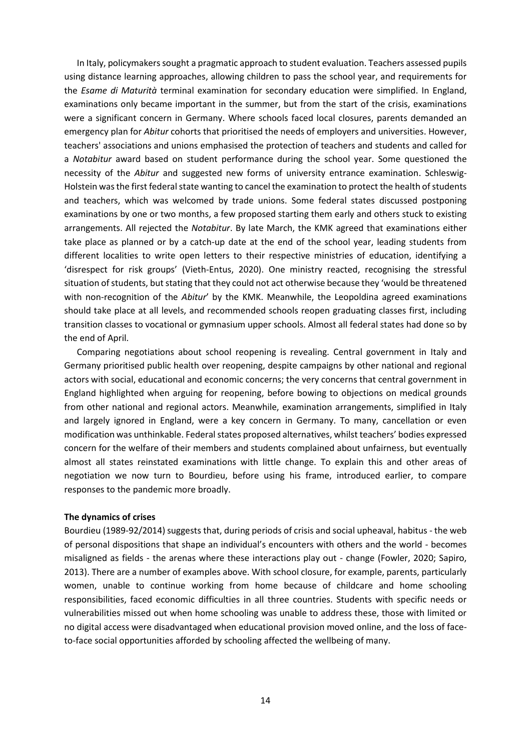In Italy, policymakers sought a pragmatic approach to student evaluation. Teachers assessed pupils using distance learning approaches, allowing children to pass the school year, and requirements for the *Esame di Maturità* terminal examination for secondary education were simplified. In England, examinations only became important in the summer, but from the start of the crisis, examinations were a significant concern in Germany. Where schools faced local closures, parents demanded an emergency plan for *Abitur* cohorts that prioritised the needs of employers and universities. However, teachers' associations and unions emphasised the protection of teachers and students and called for a *Notabitur* award based on student performance during the school year. Some questioned the necessity of the *Abitur* and suggested new forms of university entrance examination. Schleswig-Holstein was the first federal state wanting to cancel the examination to protect the health of students and teachers, which was welcomed by trade unions. Some federal states discussed postponing examinations by one or two months, a few proposed starting them early and others stuck to existing arrangements. All rejected the *Notabitur*. By late March, the KMK agreed that examinations either take place as planned or by a catch-up date at the end of the school year, leading students from different localities to write open letters to their respective ministries of education, identifying a 'disrespect for risk groups' (Vieth-Entus, 2020). One ministry reacted, recognising the stressful situation of students, but stating that they could not act otherwise because they 'would be threatened with non-recognition of the *Abitur*' by the KMK. Meanwhile, the Leopoldina agreed examinations should take place at all levels, and recommended schools reopen graduating classes first, including transition classes to vocational or gymnasium upper schools. Almost all federal states had done so by the end of April.

Comparing negotiations about school reopening is revealing. Central government in Italy and Germany prioritised public health over reopening, despite campaigns by other national and regional actors with social, educational and economic concerns; the very concerns that central government in England highlighted when arguing for reopening, before bowing to objections on medical grounds from other national and regional actors. Meanwhile, examination arrangements, simplified in Italy and largely ignored in England, were a key concern in Germany. To many, cancellation or even modification was unthinkable. Federal states proposed alternatives, whilst teachers' bodies expressed concern for the welfare of their members and students complained about unfairness, but eventually almost all states reinstated examinations with little change. To explain this and other areas of negotiation we now turn to Bourdieu, before using his frame, introduced earlier, to compare responses to the pandemic more broadly.

**The dynamics of crises**

Bourdieu (1989-92/2014) suggests that, during periods of crisis and social upheaval, habitus - the web of personal dispositions that shape an individual's encounters with others and the world - becomes misaligned as fields - the arenas where these interactions play out - change (Fowler, 2020; Sapiro, 2013). There are a number of examples above. With school closure, for example, parents, particularly women, unable to continue working from home because of childcare and home schooling responsibilities, faced economic difficulties in all three countries. Students with specific needs or vulnerabilities missed out when home schooling was unable to address these, those with limited or no digital access were disadvantaged when educational provision moved online, and the loss of face-to-face social opportunities afforded by schooling affected the wellbeing of many.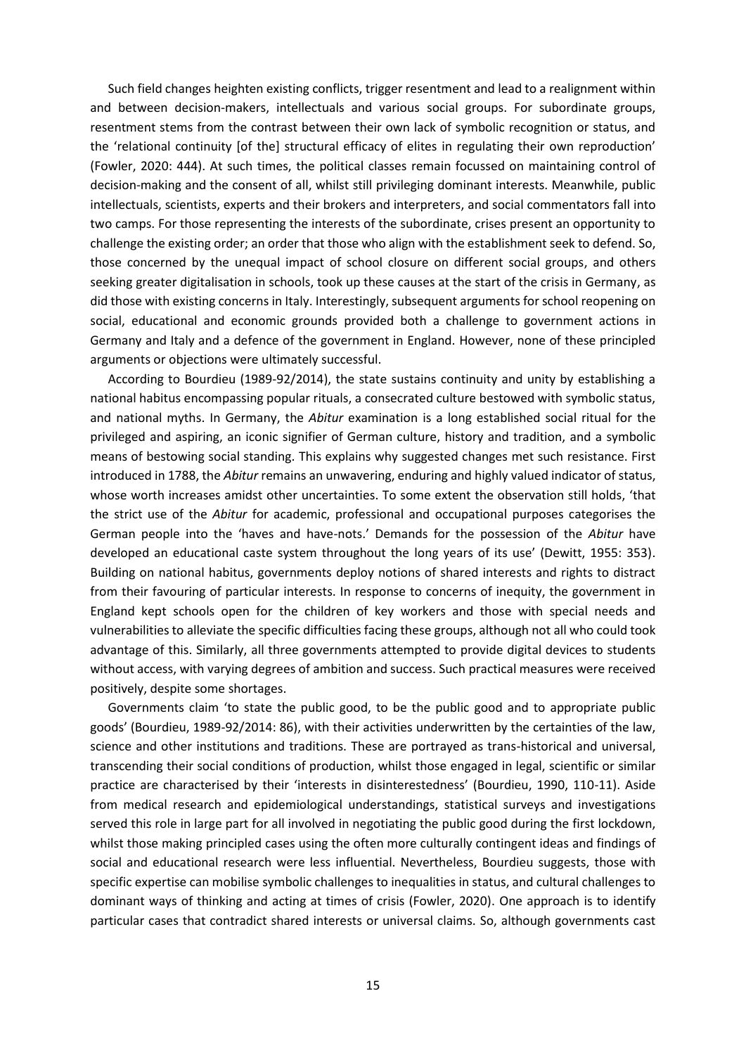Such field changes heighten existing conflicts, trigger resentment and lead to a realignment within and between decision-makers, intellectuals and various social groups. For subordinate groups, resentment stems from the contrast between their own lack of symbolic recognition or status, and the 'relational continuity [of the] structural efficacy of elites in regulating their own reproduction' (Fowler, 2020: 444). At such times, the political classes remain focussed on maintaining control of decision-making and the consent of all, whilst still privileging dominant interests. Meanwhile, public intellectuals, scientists, experts and their brokers and interpreters, and social commentators fall into two camps. For those representing the interests of the subordinate, crises present an opportunity to challenge the existing order; an order that those who align with the establishment seek to defend. So, those concerned by the unequal impact of school closure on different social groups, and others seeking greater digitalisation in schools, took up these causes at the start of the crisis in Germany, as did those with existing concerns in Italy. Interestingly, subsequent arguments for school reopening on social, educational and economic grounds provided both a challenge to government actions in Germany and Italy and a defence of the government in England. However, none of these principled arguments or objections were ultimately successful.

According to Bourdieu (1989-92/2014), the state sustains continuity and unity by establishing a national habitus encompassing popular rituals, a consecrated culture bestowed with symbolic status, and national myths. In Germany, the *Abitur* examination is a long established social ritual for the privileged and aspiring, an iconic signifier of German culture, history and tradition, and a symbolic means of bestowing social standing. This explains why suggested changes met such resistance. First introduced in 1788, the *Abitur* remains an unwavering, enduring and highly valued indicator of status, whose worth increases amidst other uncertainties. To some extent the observation still holds, 'that the strict use of the *Abitur* for academic, professional and occupational purposes categorises the German people into the 'haves and have-nots.' Demands for the possession of the *Abitur* have developed an educational caste system throughout the long years of its use' (Dewitt, 1955: 353). Building on national habitus, governments deploy notions of shared interests and rights to distract from their favouring of particular interests. In response to concerns of inequity, the government in England kept schools open for the children of key workers and those with special needs and vulnerabilities to alleviate the specific difficulties facing these groups, although not all who could took advantage of this. Similarly, all three governments attempted to provide digital devices to students without access, with varying degrees of ambition and success. Such practical measures were received positively, despite some shortages.

Governments claim 'to state the public good, to be the public good and to appropriate public goods' (Bourdieu, 1989-92/2014: 86), with their activities underwritten by the certainties of the law, science and other institutions and traditions. These are portrayed as trans-historical and universal, transcending their social conditions of production, whilst those engaged in legal, scientific or similar practice are characterised by their 'interests in disinterestedness' (Bourdieu, 1990, 110-11). Aside from medical research and epidemiological understandings, statistical surveys and investigations served this role in large part for all involved in negotiating the public good during the first lockdown, whilst those making principled cases using the often more culturally contingent ideas and findings of social and educational research were less influential. Nevertheless, Bourdieu suggests, those with specific expertise can mobilise symbolic challenges to inequalities in status, and cultural challenges to dominant ways of thinking and acting at times of crisis (Fowler, 2020). One approach is to identify particular cases that contradict shared interests or universal claims. So, although governments cast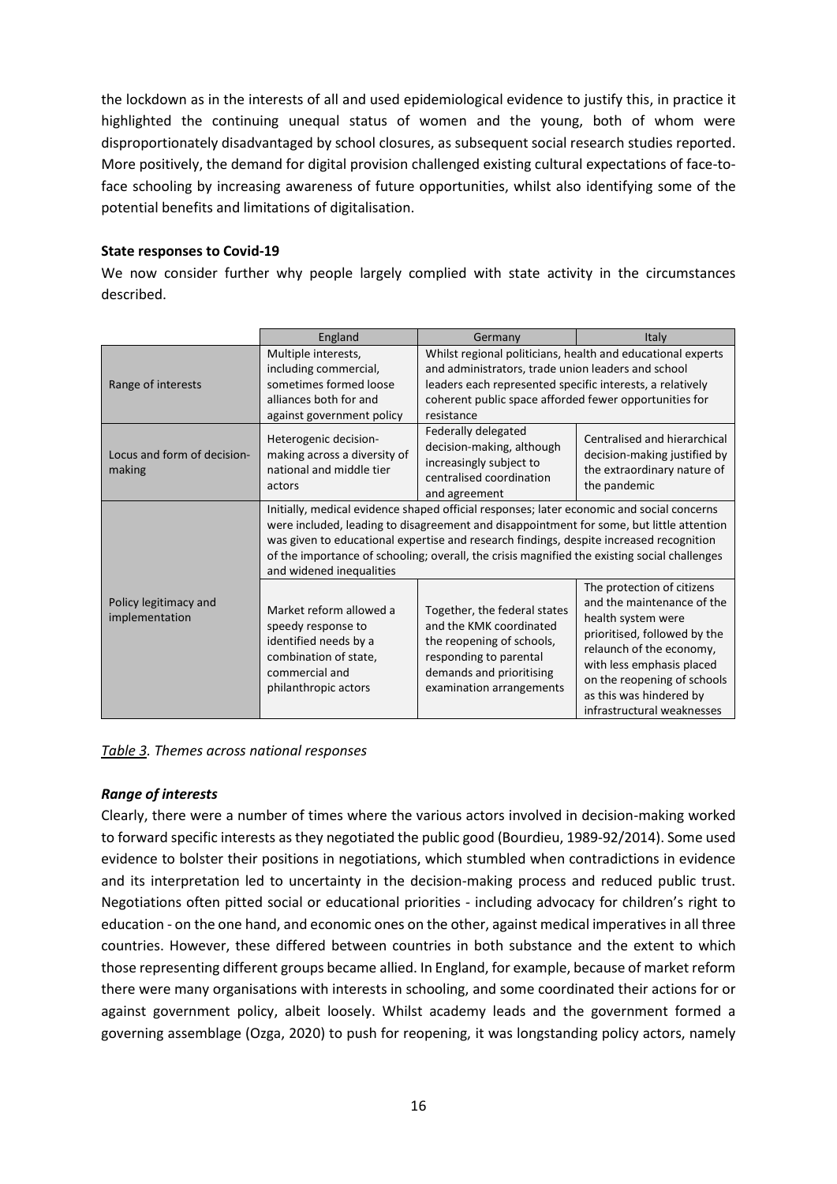the lockdown as in the interests of all and used epidemiological evidence to justify this, in practice it highlighted the continuing unequal status of women and the young, both of whom were disproportionately disadvantaged by school closures, as subsequent social research studies reported. More positively, the demand for digital provision challenged existing cultural expectations of face-to-face schooling by increasing awareness of future opportunities, whilst also identifying some of the potential benefits and limitations of digitalisation.

**State responses to Covid-19**

We now consider further why people largely complied with state activity in the circumstances described.

| | England | Germany | Italy |
|---|---|---|---|
| Range of interests | Multiple interests, including commercial, sometimes formed loose alliances both for and against government policy | Whilst regional politicians, health and educational experts and administrators, trade union leaders and school leaders each represented specific interests, a relatively coherent public space afforded fewer opportunities for resistance | |
| Locus and form of decision-making | Heterogenic decision-making across a diversity of national and middle tier actors | Federally delegated decision-making, although increasingly subject to centralised coordination and agreement | Centralised and hierarchical decision-making justified by the extraordinary nature of the pandemic |
| Policy legitimacy and implementation | Initially, medical evidence shaped official responses; later economic and social concerns were included, leading to disagreement and disappointment for some, but little attention was given to educational expertise and research findings, despite increased recognition of the importance of schooling; overall, the crisis magnified the existing social challenges and widened inequalities | | |
| | Market reform allowed a speedy response to identified needs by a combination of state, commercial and philanthropic actors | Together, the federal states and the KMK coordinated the reopening of schools, responding to parental demands and prioritising examination arrangements | The protection of citizens and the maintenance of the health system were prioritised, followed by the relaunch of the economy, with less emphasis placed on the reopening of schools as this was hindered by infrastructural weaknesses |

*Table 3. Themes across national responses*

***Range of interests***

Clearly, there were a number of times where the various actors involved in decision-making worked to forward specific interests as they negotiated the public good (Bourdieu, 1989-92/2014). Some used evidence to bolster their positions in negotiations, which stumbled when contradictions in evidence and its interpretation led to uncertainty in the decision-making process and reduced public trust. Negotiations often pitted social or educational priorities - including advocacy for children's right to education - on the one hand, and economic ones on the other, against medical imperatives in all three countries. However, these differed between countries in both substance and the extent to which those representing different groups became allied. In England, for example, because of market reform there were many organisations with interests in schooling, and some coordinated their actions for or against government policy, albeit loosely. Whilst academy leads and the government formed a governing assemblage (Ozga, 2020) to push for reopening, it was longstanding policy actors, namely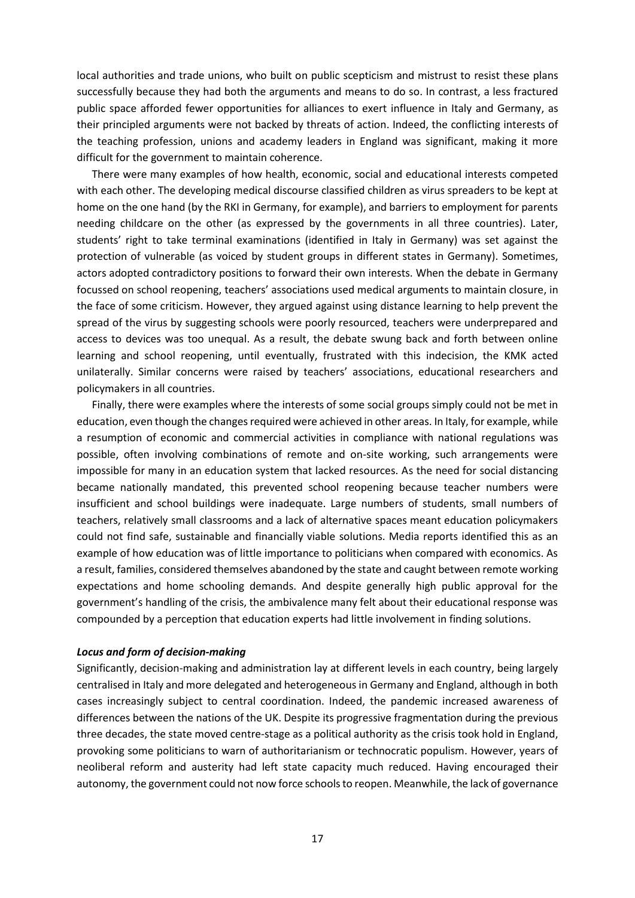local authorities and trade unions, who built on public scepticism and mistrust to resist these plans successfully because they had both the arguments and means to do so. In contrast, a less fractured public space afforded fewer opportunities for alliances to exert influence in Italy and Germany, as their principled arguments were not backed by threats of action. Indeed, the conflicting interests of the teaching profession, unions and academy leaders in England was significant, making it more difficult for the government to maintain coherence.

There were many examples of how health, economic, social and educational interests competed with each other. The developing medical discourse classified children as virus spreaders to be kept at home on the one hand (by the RKI in Germany, for example), and barriers to employment for parents needing childcare on the other (as expressed by the governments in all three countries). Later, students' right to take terminal examinations (identified in Italy in Germany) was set against the protection of vulnerable (as voiced by student groups in different states in Germany). Sometimes, actors adopted contradictory positions to forward their own interests. When the debate in Germany focussed on school reopening, teachers' associations used medical arguments to maintain closure, in the face of some criticism. However, they argued against using distance learning to help prevent the spread of the virus by suggesting schools were poorly resourced, teachers were underprepared and access to devices was too unequal. As a result, the debate swung back and forth between online learning and school reopening, until eventually, frustrated with this indecision, the KMK acted unilaterally. Similar concerns were raised by teachers' associations, educational researchers and policymakers in all countries.

Finally, there were examples where the interests of some social groups simply could not be met in education, even though the changes required were achieved in other areas. In Italy, for example, while a resumption of economic and commercial activities in compliance with national regulations was possible, often involving combinations of remote and on-site working, such arrangements were impossible for many in an education system that lacked resources. As the need for social distancing became nationally mandated, this prevented school reopening because teacher numbers were insufficient and school buildings were inadequate. Large numbers of students, small numbers of teachers, relatively small classrooms and a lack of alternative spaces meant education policymakers could not find safe, sustainable and financially viable solutions. Media reports identified this as an example of how education was of little importance to politicians when compared with economics. As a result, families, considered themselves abandoned by the state and caught between remote working expectations and home schooling demands. And despite generally high public approval for the government's handling of the crisis, the ambivalence many felt about their educational response was compounded by a perception that education experts had little involvement in finding solutions.

***Locus and form of decision-making***

Significantly, decision-making and administration lay at different levels in each country, being largely centralised in Italy and more delegated and heterogeneous in Germany and England, although in both cases increasingly subject to central coordination. Indeed, the pandemic increased awareness of differences between the nations of the UK. Despite its progressive fragmentation during the previous three decades, the state moved centre-stage as a political authority as the crisis took hold in England, provoking some politicians to warn of authoritarianism or technocratic populism. However, years of neoliberal reform and austerity had left state capacity much reduced. Having encouraged their autonomy, the government could not now force schools to reopen. Meanwhile, the lack of governance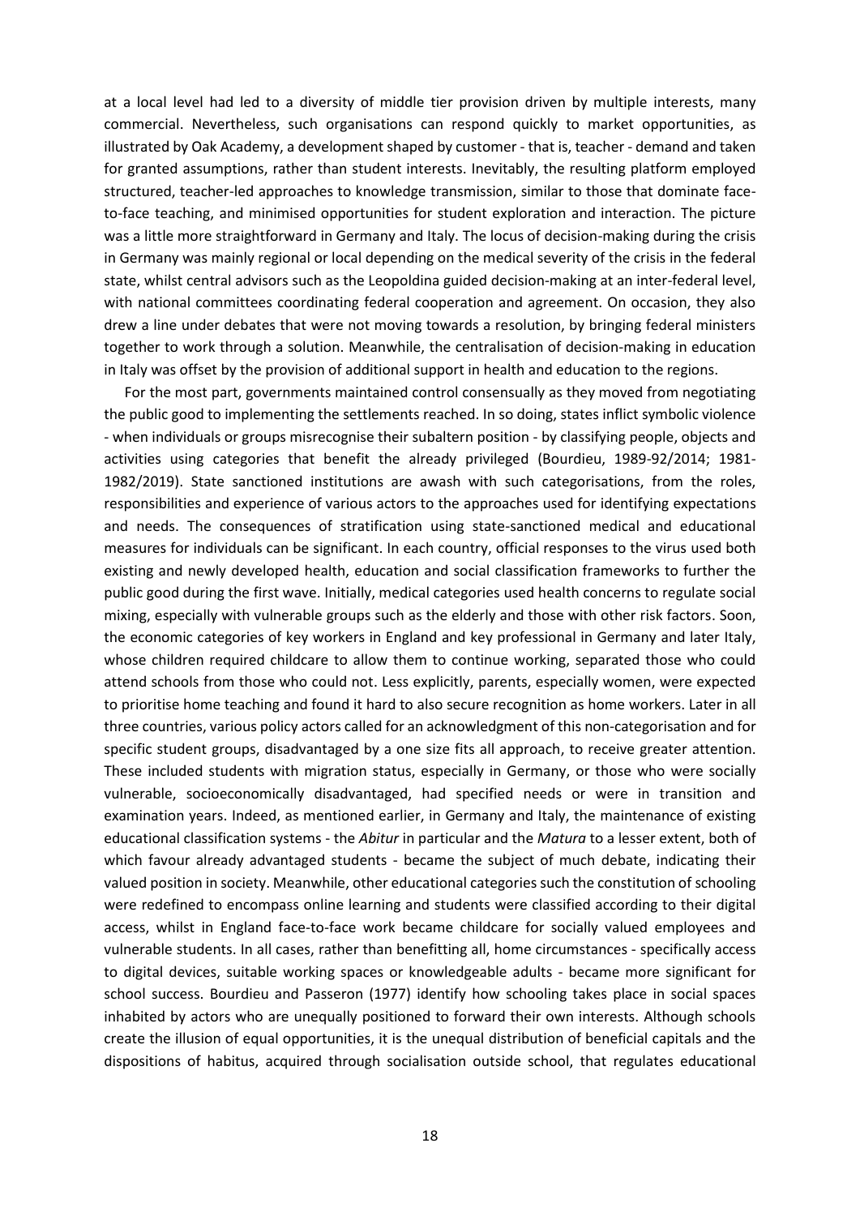at a local level had led to a diversity of middle tier provision driven by multiple interests, many commercial. Nevertheless, such organisations can respond quickly to market opportunities, as illustrated by Oak Academy, a development shaped by customer - that is, teacher - demand and taken for granted assumptions, rather than student interests. Inevitably, the resulting platform employed structured, teacher-led approaches to knowledge transmission, similar to those that dominate face-to-face teaching, and minimised opportunities for student exploration and interaction. The picture was a little more straightforward in Germany and Italy. The locus of decision-making during the crisis in Germany was mainly regional or local depending on the medical severity of the crisis in the federal state, whilst central advisors such as the Leopoldina guided decision-making at an inter-federal level, with national committees coordinating federal cooperation and agreement. On occasion, they also drew a line under debates that were not moving towards a resolution, by bringing federal ministers together to work through a solution. Meanwhile, the centralisation of decision-making in education in Italy was offset by the provision of additional support in health and education to the regions.

For the most part, governments maintained control consensually as they moved from negotiating the public good to implementing the settlements reached. In so doing, states inflict symbolic violence - when individuals or groups misrecognise their subaltern position - by classifying people, objects and activities using categories that benefit the already privileged (Bourdieu, 1989-92/2014; 1981-1982/2019). State sanctioned institutions are awash with such categorisations, from the roles, responsibilities and experience of various actors to the approaches used for identifying expectations and needs. The consequences of stratification using state-sanctioned medical and educational measures for individuals can be significant. In each country, official responses to the virus used both existing and newly developed health, education and social classification frameworks to further the public good during the first wave. Initially, medical categories used health concerns to regulate social mixing, especially with vulnerable groups such as the elderly and those with other risk factors. Soon, the economic categories of key workers in England and key professional in Germany and later Italy, whose children required childcare to allow them to continue working, separated those who could attend schools from those who could not. Less explicitly, parents, especially women, were expected to prioritise home teaching and found it hard to also secure recognition as home workers. Later in all three countries, various policy actors called for an acknowledgment of this non-categorisation and for specific student groups, disadvantaged by a one size fits all approach, to receive greater attention. These included students with migration status, especially in Germany, or those who were socially vulnerable, socioeconomically disadvantaged, had specified needs or were in transition and examination years. Indeed, as mentioned earlier, in Germany and Italy, the maintenance of existing educational classification systems - the *Abitur* in particular and the *Matura* to a lesser extent, both of which favour already advantaged students - became the subject of much debate, indicating their valued position in society. Meanwhile, other educational categories such the constitution of schooling were redefined to encompass online learning and students were classified according to their digital access, whilst in England face-to-face work became childcare for socially valued employees and vulnerable students. In all cases, rather than benefitting all, home circumstances - specifically access to digital devices, suitable working spaces or knowledgeable adults - became more significant for school success. Bourdieu and Passeron (1977) identify how schooling takes place in social spaces inhabited by actors who are unequally positioned to forward their own interests. Although schools create the illusion of equal opportunities, it is the unequal distribution of beneficial capitals and the dispositions of habitus, acquired through socialisation outside school, that regulates educational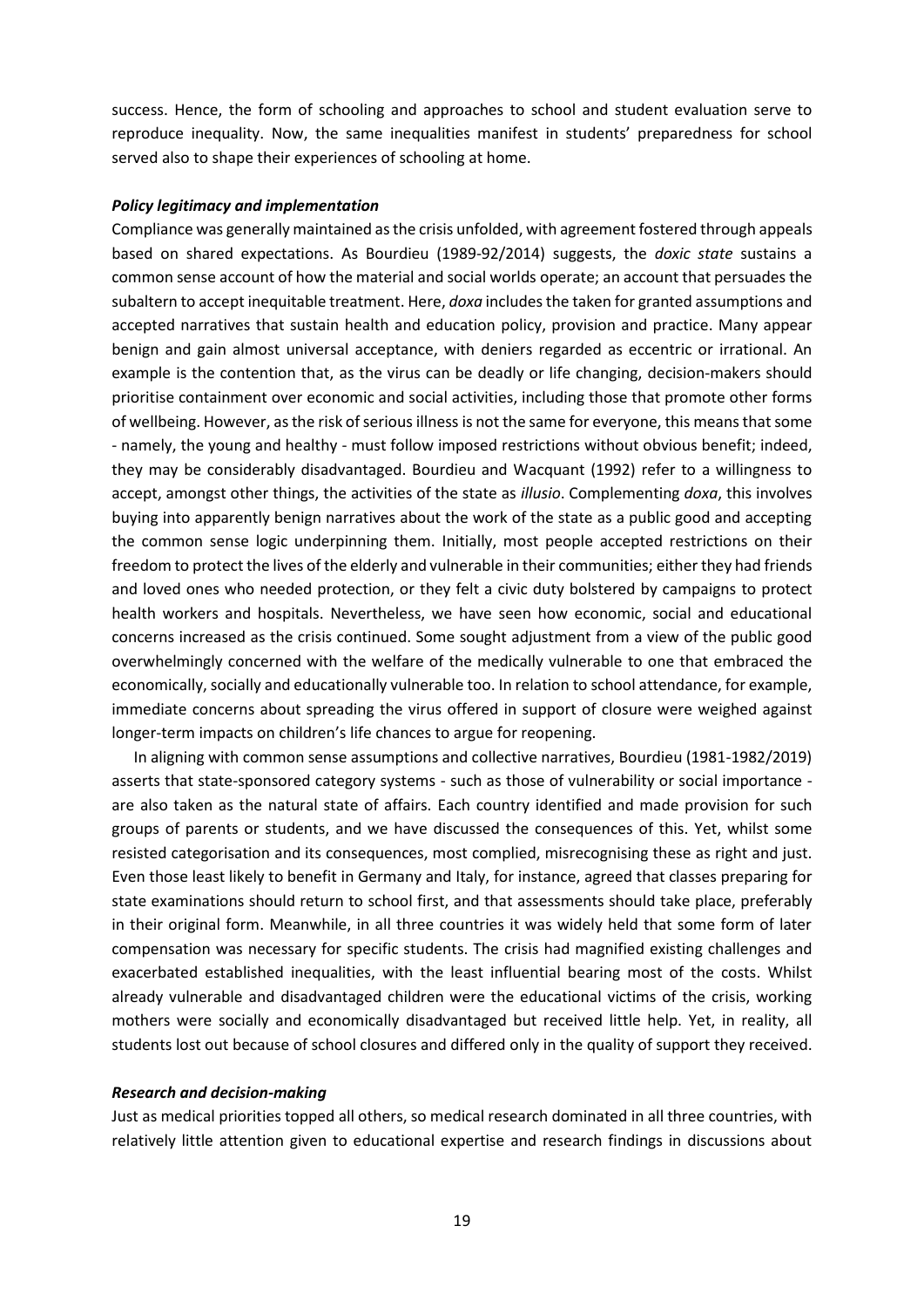success. Hence, the form of schooling and approaches to school and student evaluation serve to reproduce inequality. Now, the same inequalities manifest in students' preparedness for school served also to shape their experiences of schooling at home.

### *Policy legitimacy and implementation*

Compliance was generally maintained as the crisis unfolded, with agreement fostered through appeals based on shared expectations. As Bourdieu (1989-92/2014) suggests, the *doxic state* sustains a common sense account of how the material and social worlds operate; an account that persuades the subaltern to accept inequitable treatment. Here, *doxa* includes the taken for granted assumptions and accepted narratives that sustain health and education policy, provision and practice. Many appear benign and gain almost universal acceptance, with deniers regarded as eccentric or irrational. An example is the contention that, as the virus can be deadly or life changing, decision-makers should prioritise containment over economic and social activities, including those that promote other forms of wellbeing. However, as the risk of serious illness is not the same for everyone, this means that some - namely, the young and healthy - must follow imposed restrictions without obvious benefit; indeed, they may be considerably disadvantaged. Bourdieu and Wacquant (1992) refer to a willingness to accept, amongst other things, the activities of the state as *illusio*. Complementing *doxa*, this involves buying into apparently benign narratives about the work of the state as a public good and accepting the common sense logic underpinning them. Initially, most people accepted restrictions on their freedom to protect the lives of the elderly and vulnerable in their communities; either they had friends and loved ones who needed protection, or they felt a civic duty bolstered by campaigns to protect health workers and hospitals. Nevertheless, we have seen how economic, social and educational concerns increased as the crisis continued. Some sought adjustment from a view of the public good overwhelmingly concerned with the welfare of the medically vulnerable to one that embraced the economically, socially and educationally vulnerable too. In relation to school attendance, for example, immediate concerns about spreading the virus offered in support of closure were weighed against longer-term impacts on children's life chances to argue for reopening.

In aligning with common sense assumptions and collective narratives, Bourdieu (1981-1982/2019) asserts that state-sponsored category systems - such as those of vulnerability or social importance - are also taken as the natural state of affairs. Each country identified and made provision for such groups of parents or students, and we have discussed the consequences of this. Yet, whilst some resisted categorisation and its consequences, most complied, misrecognising these as right and just. Even those least likely to benefit in Germany and Italy, for instance, agreed that classes preparing for state examinations should return to school first, and that assessments should take place, preferably in their original form. Meanwhile, in all three countries it was widely held that some form of later compensation was necessary for specific students. The crisis had magnified existing challenges and exacerbated established inequalities, with the least influential bearing most of the costs. Whilst already vulnerable and disadvantaged children were the educational victims of the crisis, working mothers were socially and economically disadvantaged but received little help. Yet, in reality, all students lost out because of school closures and differed only in the quality of support they received.

### *Research and decision-making*

Just as medical priorities topped all others, so medical research dominated in all three countries, with relatively little attention given to educational expertise and research findings in discussions about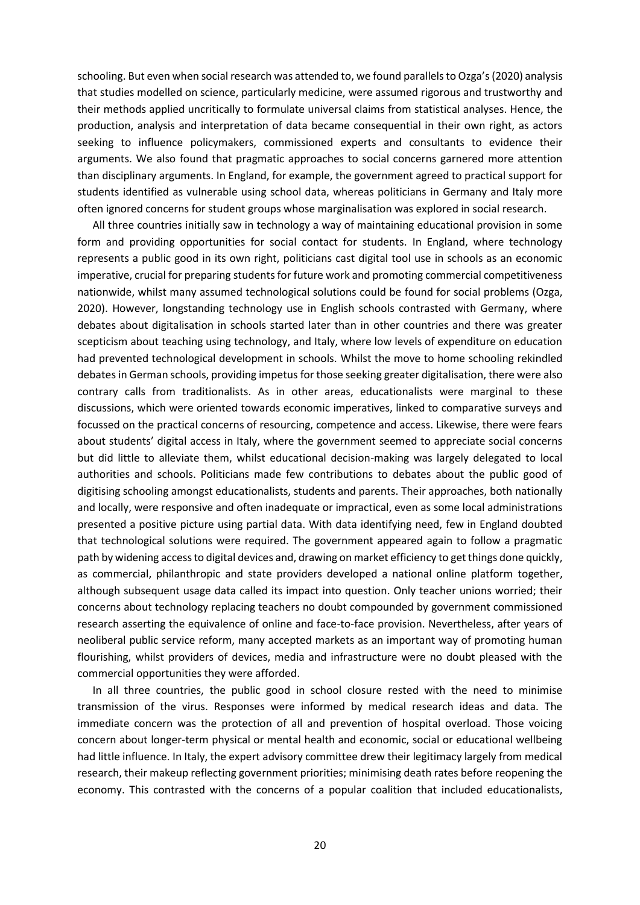schooling. But even when social research was attended to, we found parallels to Ozga's (2020) analysis that studies modelled on science, particularly medicine, were assumed rigorous and trustworthy and their methods applied uncritically to formulate universal claims from statistical analyses. Hence, the production, analysis and interpretation of data became consequential in their own right, as actors seeking to influence policymakers, commissioned experts and consultants to evidence their arguments. We also found that pragmatic approaches to social concerns garnered more attention than disciplinary arguments. In England, for example, the government agreed to practical support for students identified as vulnerable using school data, whereas politicians in Germany and Italy more often ignored concerns for student groups whose marginalisation was explored in social research.

All three countries initially saw in technology a way of maintaining educational provision in some form and providing opportunities for social contact for students. In England, where technology represents a public good in its own right, politicians cast digital tool use in schools as an economic imperative, crucial for preparing students for future work and promoting commercial competitiveness nationwide, whilst many assumed technological solutions could be found for social problems (Ozga, 2020). However, longstanding technology use in English schools contrasted with Germany, where debates about digitalisation in schools started later than in other countries and there was greater scepticism about teaching using technology, and Italy, where low levels of expenditure on education had prevented technological development in schools. Whilst the move to home schooling rekindled debates in German schools, providing impetus for those seeking greater digitalisation, there were also contrary calls from traditionalists. As in other areas, educationalists were marginal to these discussions, which were oriented towards economic imperatives, linked to comparative surveys and focussed on the practical concerns of resourcing, competence and access. Likewise, there were fears about students' digital access in Italy, where the government seemed to appreciate social concerns but did little to alleviate them, whilst educational decision-making was largely delegated to local authorities and schools. Politicians made few contributions to debates about the public good of digitising schooling amongst educationalists, students and parents. Their approaches, both nationally and locally, were responsive and often inadequate or impractical, even as some local administrations presented a positive picture using partial data. With data identifying need, few in England doubted that technological solutions were required. The government appeared again to follow a pragmatic path by widening access to digital devices and, drawing on market efficiency to get things done quickly, as commercial, philanthropic and state providers developed a national online platform together, although subsequent usage data called its impact into question. Only teacher unions worried; their concerns about technology replacing teachers no doubt compounded by government commissioned research asserting the equivalence of online and face-to-face provision. Nevertheless, after years of neoliberal public service reform, many accepted markets as an important way of promoting human flourishing, whilst providers of devices, media and infrastructure were no doubt pleased with the commercial opportunities they were afforded.

In all three countries, the public good in school closure rested with the need to minimise transmission of the virus. Responses were informed by medical research ideas and data. The immediate concern was the protection of all and prevention of hospital overload. Those voicing concern about longer-term physical or mental health and economic, social or educational wellbeing had little influence. In Italy, the expert advisory committee drew their legitimacy largely from medical research, their makeup reflecting government priorities; minimising death rates before reopening the economy. This contrasted with the concerns of a popular coalition that included educationalists,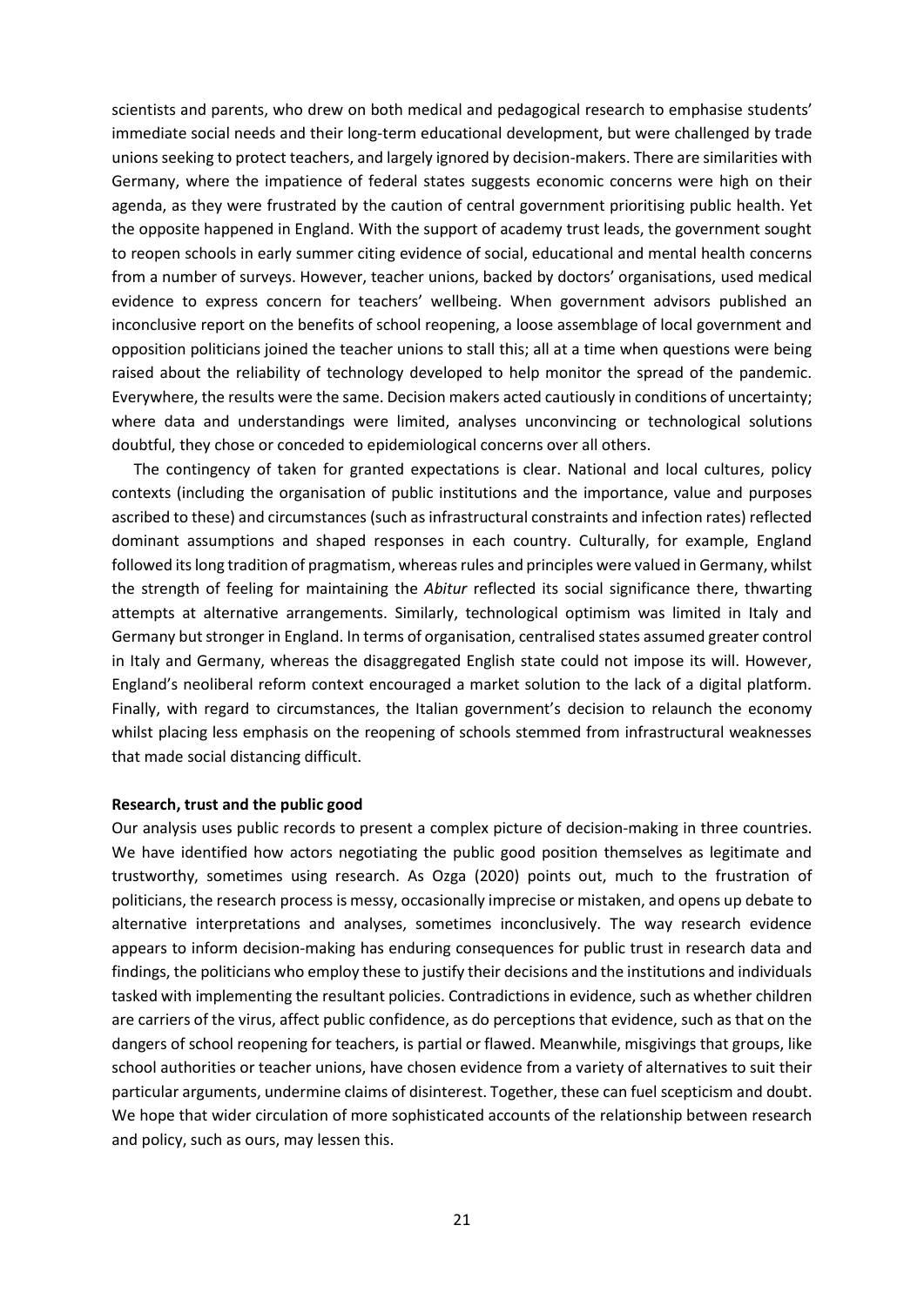scientists and parents, who drew on both medical and pedagogical research to emphasise students' immediate social needs and their long-term educational development, but were challenged by trade unions seeking to protect teachers, and largely ignored by decision-makers. There are similarities with Germany, where the impatience of federal states suggests economic concerns were high on their agenda, as they were frustrated by the caution of central government prioritising public health. Yet the opposite happened in England. With the support of academy trust leads, the government sought to reopen schools in early summer citing evidence of social, educational and mental health concerns from a number of surveys. However, teacher unions, backed by doctors' organisations, used medical evidence to express concern for teachers' wellbeing. When government advisors published an inconclusive report on the benefits of school reopening, a loose assemblage of local government and opposition politicians joined the teacher unions to stall this; all at a time when questions were being raised about the reliability of technology developed to help monitor the spread of the pandemic. Everywhere, the results were the same. Decision makers acted cautiously in conditions of uncertainty; where data and understandings were limited, analyses unconvincing or technological solutions doubtful, they chose or conceded to epidemiological concerns over all others.

The contingency of taken for granted expectations is clear. National and local cultures, policy contexts (including the organisation of public institutions and the importance, value and purposes ascribed to these) and circumstances (such as infrastructural constraints and infection rates) reflected dominant assumptions and shaped responses in each country. Culturally, for example, England followed its long tradition of pragmatism, whereas rules and principles were valued in Germany, whilst the strength of feeling for maintaining the *Abitur* reflected its social significance there, thwarting attempts at alternative arrangements. Similarly, technological optimism was limited in Italy and Germany but stronger in England. In terms of organisation, centralised states assumed greater control in Italy and Germany, whereas the disaggregated English state could not impose its will. However, England's neoliberal reform context encouraged a market solution to the lack of a digital platform. Finally, with regard to circumstances, the Italian government's decision to relaunch the economy whilst placing less emphasis on the reopening of schools stemmed from infrastructural weaknesses that made social distancing difficult.

**Research, trust and the public good**

Our analysis uses public records to present a complex picture of decision-making in three countries. We have identified how actors negotiating the public good position themselves as legitimate and trustworthy, sometimes using research. As Ozga (2020) points out, much to the frustration of politicians, the research process is messy, occasionally imprecise or mistaken, and opens up debate to alternative interpretations and analyses, sometimes inconclusively. The way research evidence appears to inform decision-making has enduring consequences for public trust in research data and findings, the politicians who employ these to justify their decisions and the institutions and individuals tasked with implementing the resultant policies. Contradictions in evidence, such as whether children are carriers of the virus, affect public confidence, as do perceptions that evidence, such as that on the dangers of school reopening for teachers, is partial or flawed. Meanwhile, misgivings that groups, like school authorities or teacher unions, have chosen evidence from a variety of alternatives to suit their particular arguments, undermine claims of disinterest. Together, these can fuel scepticism and doubt. We hope that wider circulation of more sophisticated accounts of the relationship between research and policy, such as ours, may lessen this.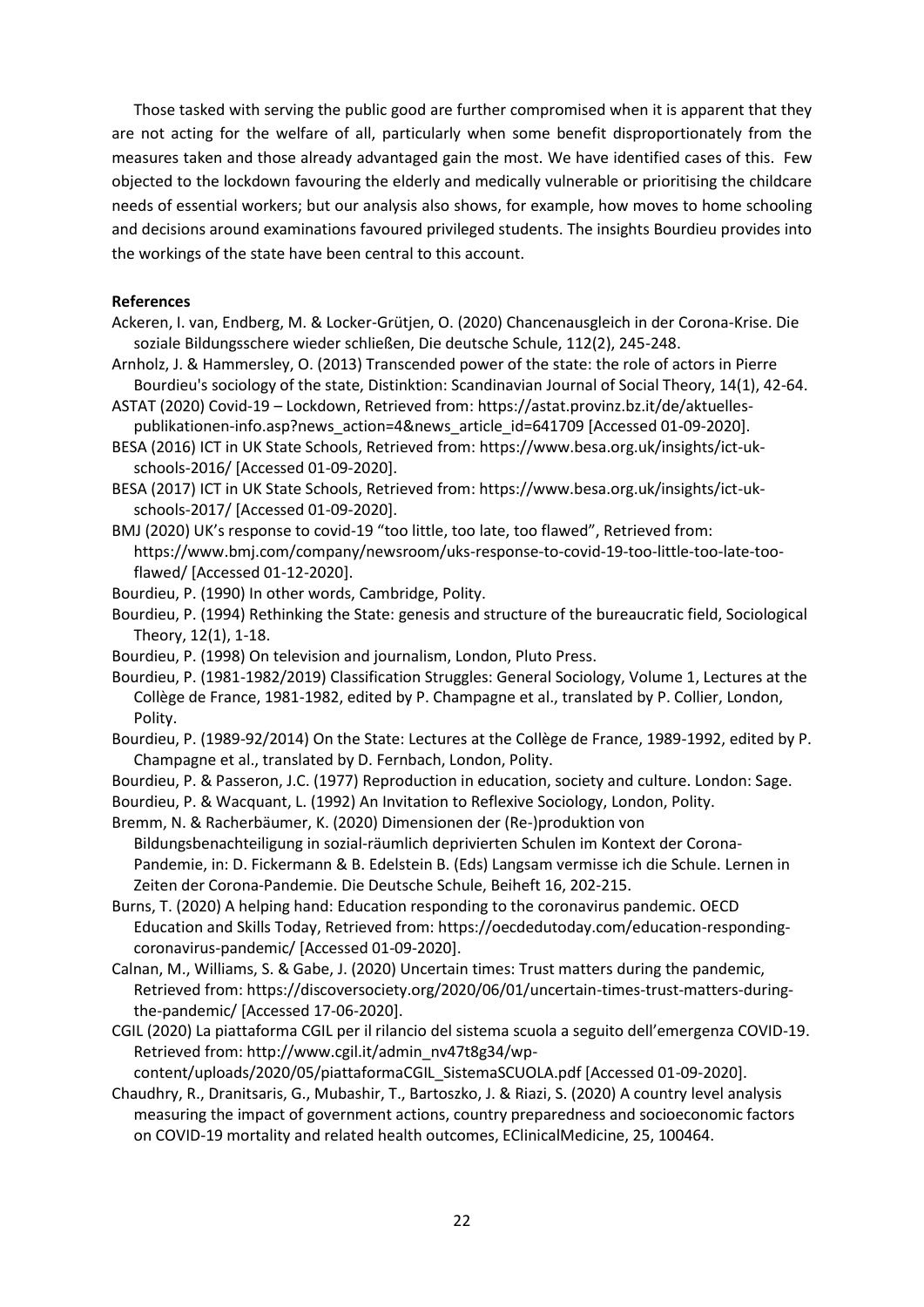Those tasked with serving the public good are further compromised when it is apparent that they are not acting for the welfare of all, particularly when some benefit disproportionately from the measures taken and those already advantaged gain the most. We have identified cases of this. Few objected to the lockdown favouring the elderly and medically vulnerable or prioritising the childcare needs of essential workers; but our analysis also shows, for example, how moves to home schooling and decisions around examinations favoured privileged students. The insights Bourdieu provides into the workings of the state have been central to this account.

**References**

Ackeren, I. van, Endberg, M. & Locker-Grütjen, O. (2020) Chancenausgleich in der Corona-Krise. Die soziale Bildungsschere wieder schließen, Die deutsche Schule, 112(2), 245-248.

Arnholz, J. & Hammersley, O. (2013) Transcended power of the state: the role of actors in Pierre Bourdieu's sociology of the state, Distinktion: Scandinavian Journal of Social Theory, 14(1), 42-64.

ASTAT (2020) Covid-19 – Lockdown, Retrieved from: https://astat.provinz.bz.it/de/aktuelles-publikationen-info.asp?news_action=4&news_article_id=641709 [Accessed 01-09-2020].

BESA (2016) ICT in UK State Schools, Retrieved from: https://www.besa.org.uk/insights/ict-uk-schools-2016/ [Accessed 01-09-2020].

BESA (2017) ICT in UK State Schools, Retrieved from: https://www.besa.org.uk/insights/ict-uk-schools-2017/ [Accessed 01-09-2020].

BMJ (2020) UK's response to covid-19 "too little, too late, too flawed", Retrieved from: https://www.bmj.com/company/newsroom/uks-response-to-covid-19-too-little-too-late-too-flawed/ [Accessed 01-12-2020].

Bourdieu, P. (1990) In other words, Cambridge, Polity.

Bourdieu, P. (1994) Rethinking the State: genesis and structure of the bureaucratic field, Sociological Theory, 12(1), 1-18.

Bourdieu, P. (1998) On television and journalism, London, Pluto Press.

Bourdieu, P. (1981-1982/2019) Classification Struggles: General Sociology, Volume 1, Lectures at the Collège de France, 1981-1982, edited by P. Champagne et al., translated by P. Collier, London, Polity.

Bourdieu, P. (1989-92/2014) On the State: Lectures at the Collège de France, 1989-1992, edited by P. Champagne et al., translated by D. Fernbach, London, Polity.

Bourdieu, P. & Passeron, J.C. (1977) Reproduction in education, society and culture. London: Sage.

Bourdieu, P. & Wacquant, L. (1992) An Invitation to Reflexive Sociology, London, Polity.

Bremm, N. & Racherbäumer, K. (2020) Dimensionen der (Re-)produktion von Bildungsbenachteiligung in sozial-räumlich deprivierten Schulen im Kontext der Corona-Pandemie, in: D. Fickermann & B. Edelstein B. (Eds) Langsam vermisse ich die Schule. Lernen in Zeiten der Corona-Pandemie. Die Deutsche Schule, Beiheft 16, 202-215.

Burns, T. (2020) A helping hand: Education responding to the coronavirus pandemic. OECD Education and Skills Today, Retrieved from: https://oecdedutoday.com/education-responding-coronavirus-pandemic/ [Accessed 01-09-2020].

Calnan, M., Williams, S. & Gabe, J. (2020) Uncertain times: Trust matters during the pandemic, Retrieved from: https://discoversociety.org/2020/06/01/uncertain-times-trust-matters-during-the-pandemic/ [Accessed 17-06-2020].

CGIL (2020) La piattaforma CGIL per il rilancio del sistema scuola a seguito dell'emergenza COVID-19. Retrieved from: http://www.cgil.it/admin_nv47t8g34/wp-content/uploads/2020/05/piattaformaCGIL_SistemaSCUOLA.pdf [Accessed 01-09-2020].

Chaudhry, R., Dranitsaris, G., Mubashir, T., Bartoszko, J. & Riazi, S. (2020) A country level analysis measuring the impact of government actions, country preparedness and socioeconomic factors on COVID-19 mortality and related health outcomes, EClinicalMedicine, 25, 100464.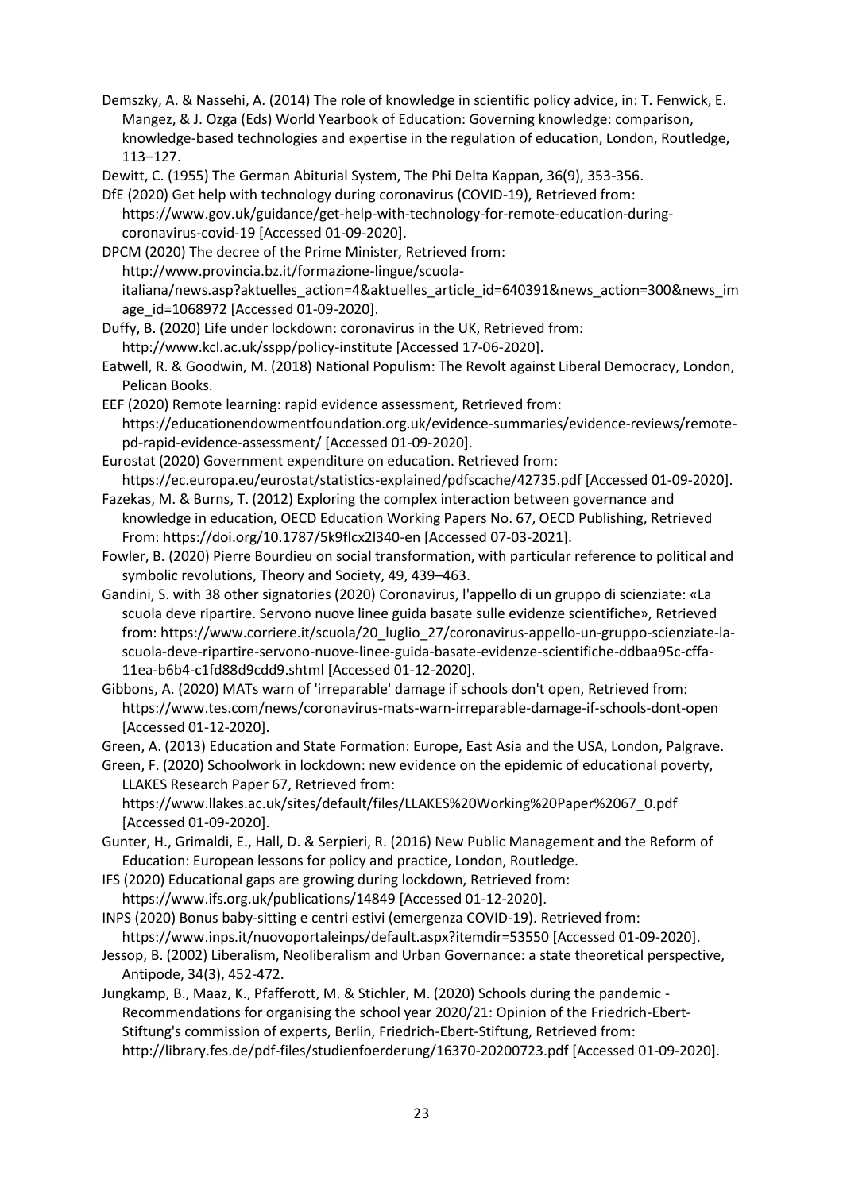Demszky, A. & Nassehi, A. (2014) The role of knowledge in scientific policy advice, in: T. Fenwick, E. Mangez, & J. Ozga (Eds) World Yearbook of Education: Governing knowledge: comparison, knowledge-based technologies and expertise in the regulation of education, London, Routledge, 113–127.

Dewitt, C. (1955) The German Abiturial System, The Phi Delta Kappan, 36(9), 353-356.

DfE (2020) Get help with technology during coronavirus (COVID-19), Retrieved from: https://www.gov.uk/guidance/get-help-with-technology-for-remote-education-during-coronavirus-covid-19 [Accessed 01-09-2020].

DPCM (2020) The decree of the Prime Minister, Retrieved from: http://www.provincia.bz.it/formazione-lingue/scuola-italiana/news.asp?aktuelles_action=4&aktuelles_article_id=640391&news_action=300&news_image_id=1068972 [Accessed 01-09-2020].

Duffy, B. (2020) Life under lockdown: coronavirus in the UK, Retrieved from: http://www.kcl.ac.uk/sspp/policy-institute [Accessed 17-06-2020].

Eatwell, R. & Goodwin, M. (2018) National Populism: The Revolt against Liberal Democracy, London, Pelican Books.

EEF (2020) Remote learning: rapid evidence assessment, Retrieved from: https://educationendowmentfoundation.org.uk/evidence-summaries/evidence-reviews/remote-pd-rapid-evidence-assessment/ [Accessed 01-09-2020].

Eurostat (2020) Government expenditure on education. Retrieved from: https://ec.europa.eu/eurostat/statistics-explained/pdfscache/42735.pdf [Accessed 01-09-2020].

Fazekas, M. & Burns, T. (2012) Exploring the complex interaction between governance and knowledge in education, OECD Education Working Papers No. 67, OECD Publishing, Retrieved From: https://doi.org/10.1787/5k9flcx2l340-en [Accessed 07-03-2021].

Fowler, B. (2020) Pierre Bourdieu on social transformation, with particular reference to political and symbolic revolutions, Theory and Society, 49, 439–463.

Gandini, S. with 38 other signatories (2020) Coronavirus, l'appello di un gruppo di scienziate: «La scuola deve ripartire. Servono nuove linee guida basate sulle evidenze scientifiche», Retrieved from: https://www.corriere.it/scuola/20_luglio_27/coronavirus-appello-un-gruppo-scienziate-la-scuola-deve-ripartire-servono-nuove-linee-guida-basate-evidenze-scientifiche-ddbaa95c-cffa-11ea-b6b4-c1fd88d9cdd9.shtml [Accessed 01-12-2020].

Gibbons, A. (2020) MATs warn of 'irreparable' damage if schools don't open, Retrieved from: https://www.tes.com/news/coronavirus-mats-warn-irreparable-damage-if-schools-dont-open [Accessed 01-12-2020].

Green, A. (2013) Education and State Formation: Europe, East Asia and the USA, London, Palgrave.

Green, F. (2020) Schoolwork in lockdown: new evidence on the epidemic of educational poverty, LLAKES Research Paper 67, Retrieved from: https://www.llakes.ac.uk/sites/default/files/LLAKES%20Working%20Paper%2067_0.pdf [Accessed 01-09-2020].

Gunter, H., Grimaldi, E., Hall, D. & Serpieri, R. (2016) New Public Management and the Reform of Education: European lessons for policy and practice, London, Routledge.

IFS (2020) Educational gaps are growing during lockdown, Retrieved from: https://www.ifs.org.uk/publications/14849 [Accessed 01-12-2020].

INPS (2020) Bonus baby-sitting e centri estivi (emergenza COVID-19). Retrieved from: https://www.inps.it/nuovoportaleinps/default.aspx?itemdir=53550 [Accessed 01-09-2020].

Jessop, B. (2002) Liberalism, Neoliberalism and Urban Governance: a state theoretical perspective, Antipode, 34(3), 452-472.

Jungkamp, B., Maaz, K., Pfafferott, M. & Stichler, M. (2020) Schools during the pandemic - Recommendations for organising the school year 2020/21: Opinion of the Friedrich-Ebert-Stiftung's commission of experts, Berlin, Friedrich-Ebert-Stiftung, Retrieved from: http://library.fes.de/pdf-files/studienfoerderung/16370-20200723.pdf [Accessed 01-09-2020].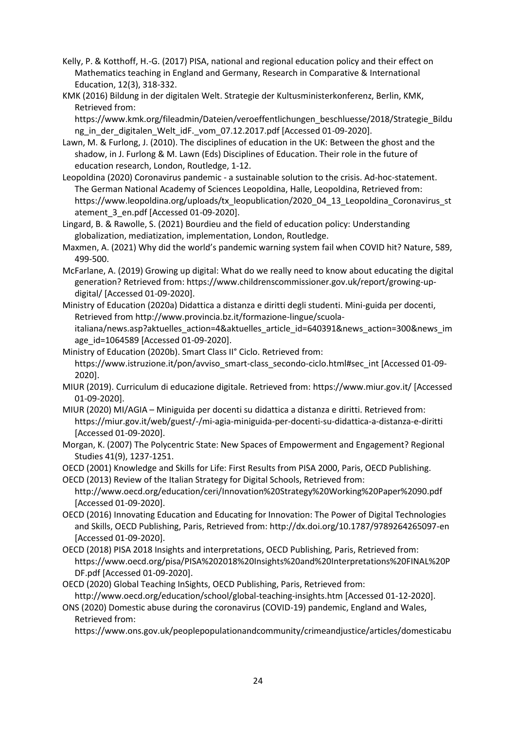Kelly, P. & Kotthoff, H.-G. (2017) PISA, national and regional education policy and their effect on Mathematics teaching in England and Germany, Research in Comparative & International Education, 12(3), 318-332.

KMK (2016) Bildung in der digitalen Welt. Strategie der Kultusministerkonferenz, Berlin, KMK, Retrieved from: https://www.kmk.org/fileadmin/Dateien/veroeffentlichungen_beschluesse/2018/Strategie_Bildung_in_der_digitalen_Welt_idF._vom_07.12.2017.pdf [Accessed 01-09-2020].

Lawn, M. & Furlong, J. (2010). The disciplines of education in the UK: Between the ghost and the shadow, in J. Furlong & M. Lawn (Eds) Disciplines of Education. Their role in the future of education research, London, Routledge, 1-12.

Leopoldina (2020) Coronavirus pandemic - a sustainable solution to the crisis. Ad-hoc-statement. The German National Academy of Sciences Leopoldina, Halle, Leopoldina, Retrieved from: https://www.leopoldina.org/uploads/tx_leopublication/2020_04_13_Leopoldina_Coronavirus_statement_3_en.pdf [Accessed 01-09-2020].

Lingard, B. & Rawolle, S. (2021) Bourdieu and the field of education policy: Understanding globalization, mediatization, implementation, London, Routledge.

Maxmen, A. (2021) Why did the world's pandemic warning system fail when COVID hit? Nature, 589, 499-500.

McFarlane, A. (2019) Growing up digital: What do we really need to know about educating the digital generation? Retrieved from: https://www.childrenscommissioner.gov.uk/report/growing-up-digital/ [Accessed 01-09-2020].

Ministry of Education (2020a) Didattica a distanza e diritti degli studenti. Mini-guida per docenti, Retrieved from http://www.provincia.bz.it/formazione-lingue/scuola-italiana/news.asp?aktuelles_action=4&aktuelles_article_id=640391&news_action=300&news_image_id=1064589 [Accessed 01-09-2020].

Ministry of Education (2020b). Smart Class II° Ciclo. Retrieved from: https://www.istruzione.it/pon/avviso_smart-class_secondo-ciclo.html#sec_int [Accessed 01-09-2020].

MIUR (2019). Curriculum di educazione digitale. Retrieved from: https://www.miur.gov.it/ [Accessed 01-09-2020].

MIUR (2020) MI/AGIA – Miniguida per docenti su didattica a distanza e diritti. Retrieved from: https://miur.gov.it/web/guest/-/mi-agia-miniguida-per-docenti-su-didattica-a-distanza-e-diritti [Accessed 01-09-2020].

Morgan, K. (2007) The Polycentric State: New Spaces of Empowerment and Engagement? Regional Studies 41(9), 1237-1251.

OECD (2001) Knowledge and Skills for Life: First Results from PISA 2000, Paris, OECD Publishing.

OECD (2013) Review of the Italian Strategy for Digital Schools, Retrieved from: http://www.oecd.org/education/ceri/Innovation%20Strategy%20Working%20Paper%2090.pdf [Accessed 01-09-2020].

OECD (2016) Innovating Education and Educating for Innovation: The Power of Digital Technologies and Skills, OECD Publishing, Paris, Retrieved from: http://dx.doi.org/10.1787/9789264265097-en [Accessed 01-09-2020].

OECD (2018) PISA 2018 Insights and interpretations, OECD Publishing, Paris, Retrieved from: https://www.oecd.org/pisa/PISA%202018%20Insights%20and%20Interpretations%20FINAL%20PDF.pdf [Accessed 01-09-2020].

OECD (2020) Global Teaching InSights, OECD Publishing, Paris, Retrieved from: http://www.oecd.org/education/school/global-teaching-insights.htm [Accessed 01-12-2020].

ONS (2020) Domestic abuse during the coronavirus (COVID-19) pandemic, England and Wales, Retrieved from: https://www.ons.gov.uk/peoplepopulationandcommunity/crimeandjustice/articles/domesticabu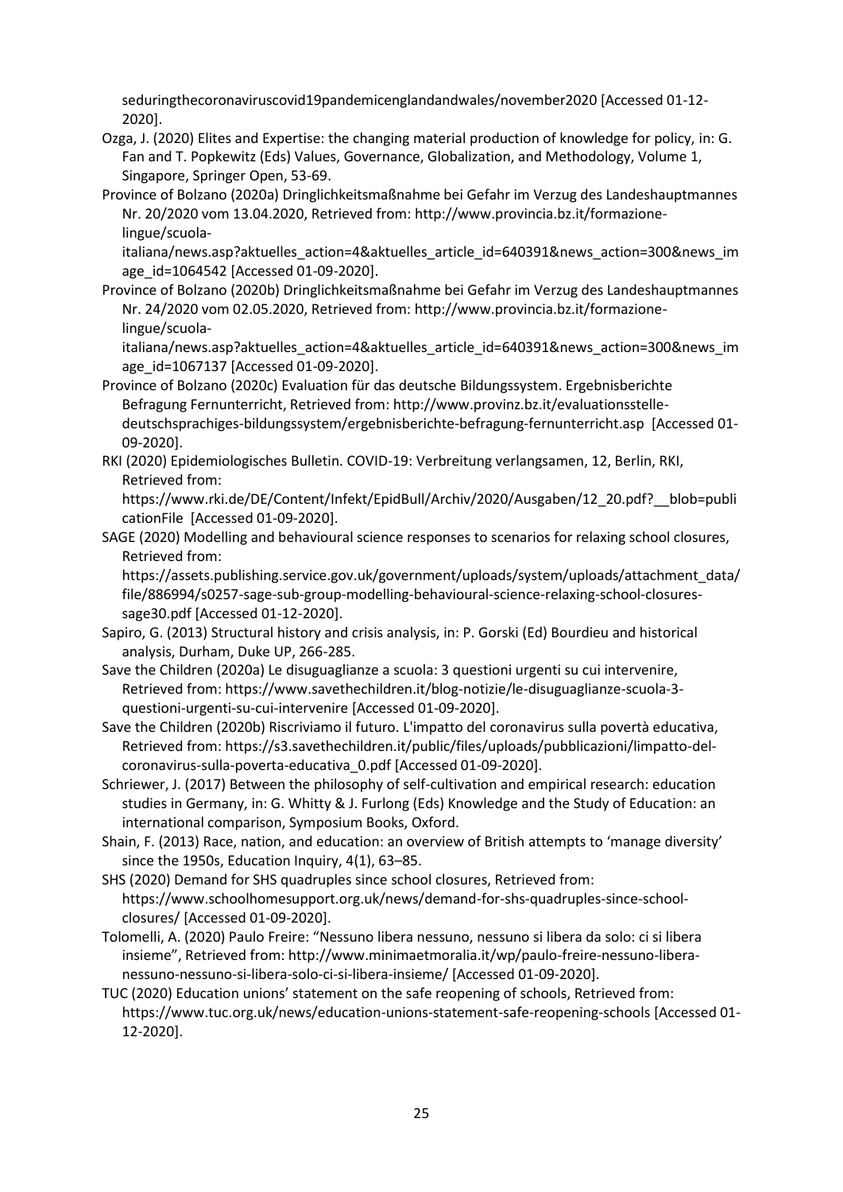seduringthecoronaviruscovid19pandemicenglandandwales/november2020 [Accessed 01-12-2020].

Ozga, J. (2020) Elites and Expertise: the changing material production of knowledge for policy, in: G. Fan and T. Popkewitz (Eds) Values, Governance, Globalization, and Methodology, Volume 1, Singapore, Springer Open, 53-69.

Province of Bolzano (2020a) Dringlichkeitsmaßnahme bei Gefahr im Verzug des Landeshauptmannes Nr. 20/2020 vom 13.04.2020, Retrieved from: http://www.provincia.bz.it/formazione-lingue/scuola-italiana/news.asp?aktuelles_action=4&aktuelles_article_id=640391&news_action=300&news_image_id=1064542 [Accessed 01-09-2020].

Province of Bolzano (2020b) Dringlichkeitsmaßnahme bei Gefahr im Verzug des Landeshauptmannes Nr. 24/2020 vom 02.05.2020, Retrieved from: http://www.provincia.bz.it/formazione-lingue/scuola-italiana/news.asp?aktuelles_action=4&aktuelles_article_id=640391&news_action=300&news_image_id=1067137 [Accessed 01-09-2020].

Province of Bolzano (2020c) Evaluation für das deutsche Bildungssystem. Ergebnisberichte Befragung Fernunterricht, Retrieved from: http://www.provinz.bz.it/evaluationsstelle-deutschsprachiges-bildungssystem/ergebnisberichte-befragung-fernunterricht.asp [Accessed 01-09-2020].

RKI (2020) Epidemiologisches Bulletin. COVID-19: Verbreitung verlangsamen, 12, Berlin, RKI, Retrieved from: https://www.rki.de/DE/Content/Infekt/EpidBull/Archiv/2020/Ausgaben/12_20.pdf?__blob=publicationFile [Accessed 01-09-2020].

SAGE (2020) Modelling and behavioural science responses to scenarios for relaxing school closures, Retrieved from: https://assets.publishing.service.gov.uk/government/uploads/system/uploads/attachment_data/file/886994/s0257-sage-sub-group-modelling-behavioural-science-relaxing-school-closures-sage30.pdf [Accessed 01-12-2020].

Sapiro, G. (2013) Structural history and crisis analysis, in: P. Gorski (Ed) Bourdieu and historical analysis, Durham, Duke UP, 266-285.

Save the Children (2020a) Le disuguaglianze a scuola: 3 questioni urgenti su cui intervenire, Retrieved from: https://www.savethechildren.it/blog-notizie/le-disuguaglianze-scuola-3-questioni-urgenti-su-cui-intervenire [Accessed 01-09-2020].

Save the Children (2020b) Riscriviamo il futuro. L'impatto del coronavirus sulla povertà educativa, Retrieved from: https://s3.savethechildren.it/public/files/uploads/pubblicazioni/limpatto-del-coronavirus-sulla-poverta-educativa_0.pdf [Accessed 01-09-2020].

Schriewer, J. (2017) Between the philosophy of self-cultivation and empirical research: education studies in Germany, in: G. Whitty & J. Furlong (Eds) Knowledge and the Study of Education: an international comparison, Symposium Books, Oxford.

Shain, F. (2013) Race, nation, and education: an overview of British attempts to 'manage diversity' since the 1950s, Education Inquiry, 4(1), 63–85.

SHS (2020) Demand for SHS quadruples since school closures, Retrieved from: https://www.schoolhomesupport.org.uk/news/demand-for-shs-quadruples-since-school-closures/ [Accessed 01-09-2020].

Tolomelli, A. (2020) Paulo Freire: "Nessuno libera nessuno, nessuno si libera da solo: ci si libera insieme", Retrieved from: http://www.minimaetmoralia.it/wp/paulo-freire-nessuno-libera-nessuno-nessuno-si-libera-solo-ci-si-libera-insieme/ [Accessed 01-09-2020].

TUC (2020) Education unions' statement on the safe reopening of schools, Retrieved from: https://www.tuc.org.uk/news/education-unions-statement-safe-reopening-schools [Accessed 01-12-2020].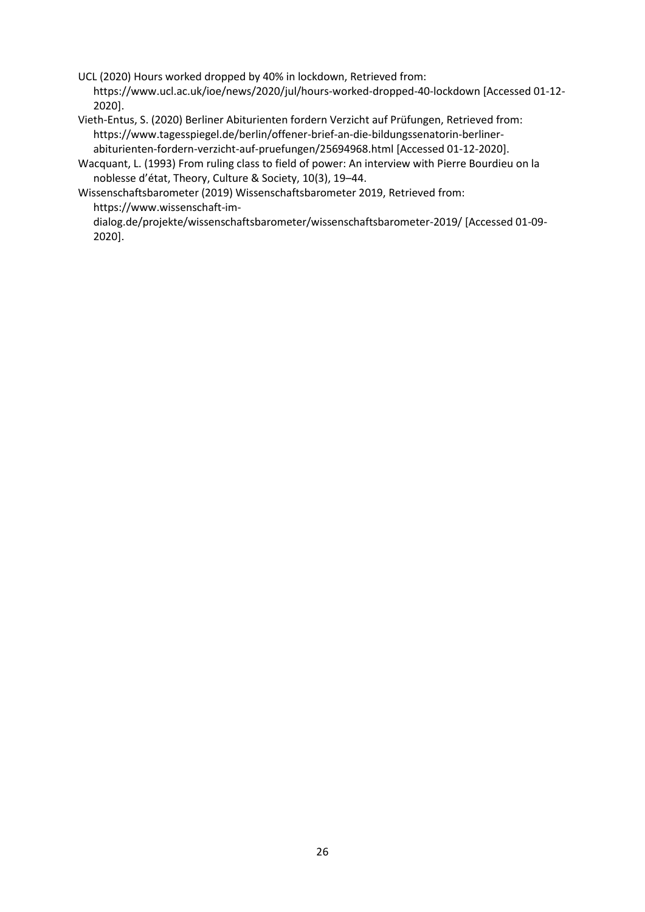UCL (2020) Hours worked dropped by 40% in lockdown, Retrieved from: https://www.ucl.ac.uk/ioe/news/2020/jul/hours-worked-dropped-40-lockdown [Accessed 01-12-2020].

Vieth-Entus, S. (2020) Berliner Abiturienten fordern Verzicht auf Prüfungen, Retrieved from: https://www.tagesspiegel.de/berlin/offener-brief-an-die-bildungssenatorin-berliner-abiturienten-fordern-verzicht-auf-pruefungen/25694968.html [Accessed 01-12-2020].

Wacquant, L. (1993) From ruling class to field of power: An interview with Pierre Bourdieu on la noblesse d'état, Theory, Culture & Society, 10(3), 19–44.

Wissenschaftsbarometer (2019) Wissenschaftsbarometer 2019, Retrieved from: https://www.wissenschaft-im-dialog.de/projekte/wissenschaftsbarometer/wissenschaftsbarometer-2019/ [Accessed 01-09-2020].